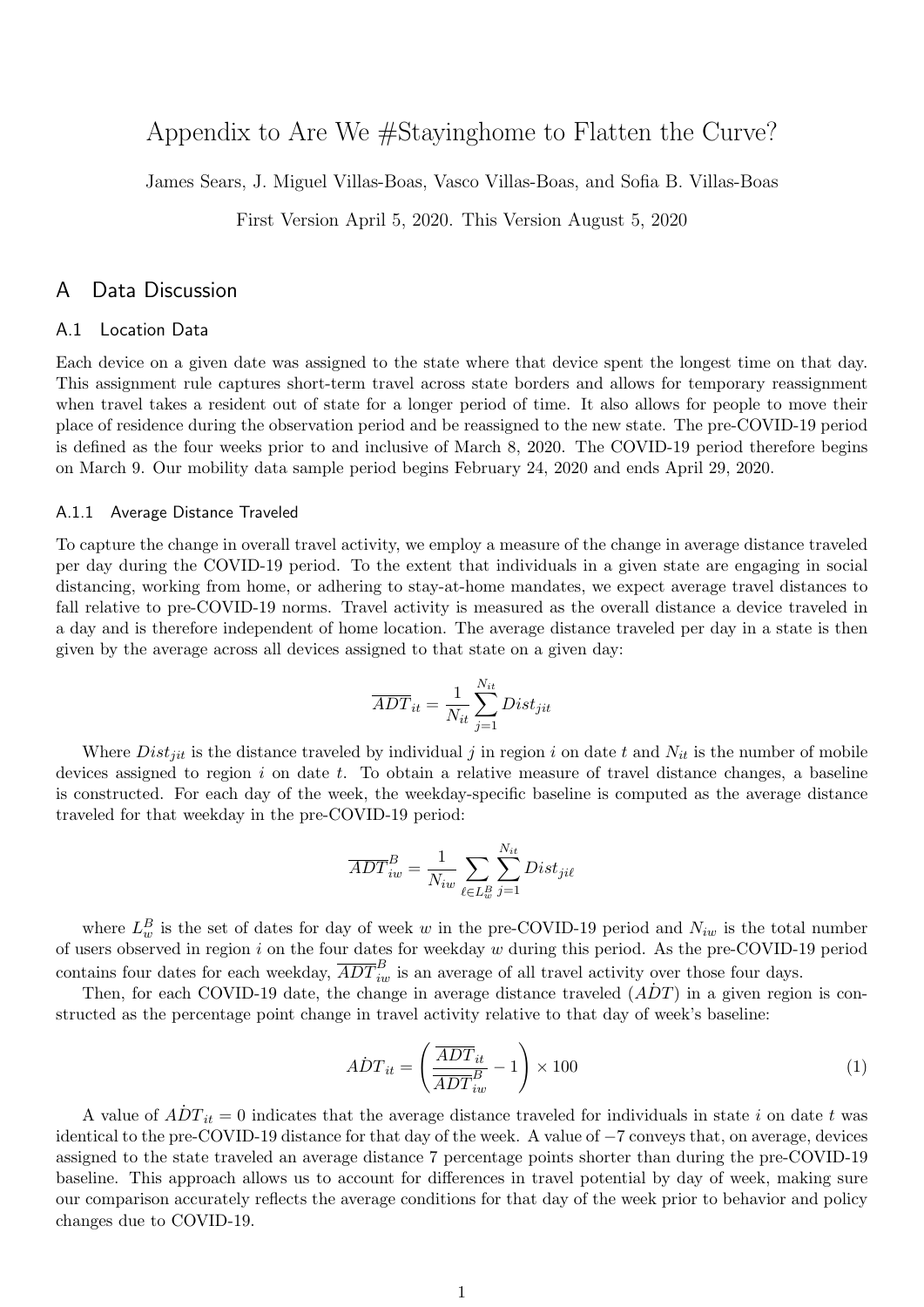# Appendix to Are We #Stayinghome to Flatten the Curve?

James Sears, J. Miguel Villas-Boas, Vasco Villas-Boas, and Sofia B. Villas-Boas

First Version April 5, 2020. This Version August 5, 2020

## A Data Discussion

### A.1 Location Data

Each device on a given date was assigned to the state where that device spent the longest time on that day. This assignment rule captures short-term travel across state borders and allows for temporary reassignment when travel takes a resident out of state for a longer period of time. It also allows for people to move their place of residence during the observation period and be reassigned to the new state. The pre-COVID-19 period is defined as the four weeks prior to and inclusive of March 8, 2020. The COVID-19 period therefore begins on March 9. Our mobility data sample period begins February 24, 2020 and ends April 29, 2020.

#### A.1.1 Average Distance Traveled

To capture the change in overall travel activity, we employ a measure of the change in average distance traveled per day during the COVID-19 period. To the extent that individuals in a given state are engaging in social distancing, working from home, or adhering to stay-at-home mandates, we expect average travel distances to fall relative to pre-COVID-19 norms. Travel activity is measured as the overall distance a device traveled in a day and is therefore independent of home location. The average distance traveled per day in a state is then given by the average across all devices assigned to that state on a given day:

$$\overline{ADT}_{it} = \frac{1}{N_{it}} \sum_{j=1}^{N_{it}} Dist_{jit}$$

Where $Dist_{jit}$ is the distance traveled by individual $j$ in region $i$ on date $t$ and $N_{it}$ is the number of mobile devices assigned to region $i$ on date $t$. To obtain a relative measure of travel distance changes, a baseline is constructed. For each day of the week, the weekday-specific baseline is computed as the average distance traveled for that weekday in the pre-COVID-19 period:

$$\overline{ADT}^B_{iw} = \frac{1}{N_{iw}} \sum_{\ell \in L^B_w} \sum_{j=1}^{N_{it}} Dist_{ji\ell}$$

where $L^B_w$ is the set of dates for day of week $w$ in the pre-COVID-19 period and $N_{iw}$ is the total number of users observed in region $i$ on the four dates for weekday $w$ during this period. As the pre-COVID-19 period contains four dates for each weekday, $\overline{ADT}^B_{iw}$ is an average of all travel activity over those four days.

Then, for each COVID-19 date, the change in average distance traveled ($\dot{ADT}$) in a given region is constructed as the percentage point change in travel activity relative to that day of week's baseline:

$$\dot{ADT}_{it} = \left( \frac{\overline{ADT}_{it}}{\overline{ADT}^B_{iw}} - 1 \right) \times 100 \tag{1}$$

A value of $\dot{ADT}_{it} = 0$ indicates that the average distance traveled for individuals in state $i$ on date $t$ was identical to the pre-COVID-19 distance for that day of the week. A value of $-7$ conveys that, on average, devices assigned to the state traveled an average distance 7 percentage points shorter than during the pre-COVID-19 baseline. This approach allows us to account for differences in travel potential by day of week, making sure our comparison accurately reflects the average conditions for that day of the week prior to behavior and policy changes due to COVID-19.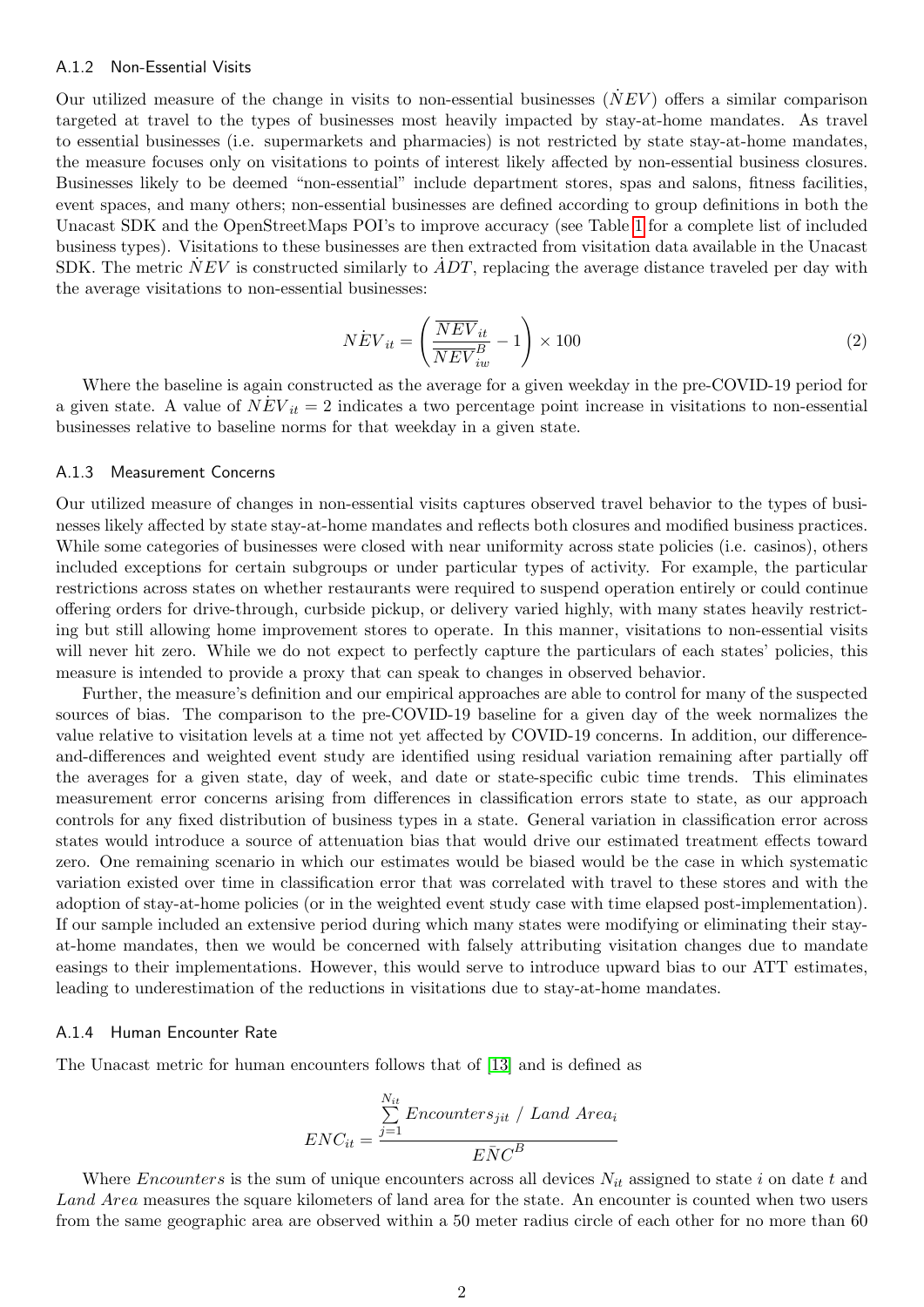### A.1.2 Non-Essential Visits

Our utilized measure of the change in visits to non-essential businesses ($\dot{NEV}$) offers a similar comparison targeted at travel to the types of businesses most heavily impacted by stay-at-home mandates. As travel to essential businesses (i.e. supermarkets and pharmacies) is not restricted by state stay-at-home mandates, the measure focuses only on visitations to points of interest likely affected by non-essential business closures. Businesses likely to be deemed "non-essential" include department stores, spas and salons, fitness facilities, event spaces, and many others; non-essential businesses are defined according to group definitions in both the Unacast SDK and the OpenStreetMaps POI's to improve accuracy (see Table 1 for a complete list of included business types). Visitations to these businesses are then extracted from visitation data available in the Unacast SDK. The metric $\dot{NEV}$ is constructed similarly to $\dot{ADT}$, replacing the average distance traveled per day with the average visitations to non-essential businesses:

$$\dot{NEV}_{it} = \left( \frac{\overline{NEV}_{it}}{\overline{NEV}^{B}_{iw}} - 1 \right) \times 100 \tag{2}$$

Where the baseline is again constructed as the average for a given weekday in the pre-COVID-19 period for a given state. A value of $\dot{NEV}_{it} = 2$ indicates a two percentage point increase in visitations to non-essential businesses relative to baseline norms for that weekday in a given state.

### A.1.3 Measurement Concerns

Our utilized measure of changes in non-essential visits captures observed travel behavior to the types of businesses likely affected by state stay-at-home mandates and reflects both closures and modified business practices. While some categories of businesses were closed with near uniformity across state policies (i.e. casinos), others included exceptions for certain subgroups or under particular types of activity. For example, the particular restrictions across states on whether restaurants were required to suspend operation entirely or could continue offering orders for drive-through, curbside pickup, or delivery varied highly, with many states heavily restricting but still allowing home improvement stores to operate. In this manner, visitations to non-essential visits will never hit zero. While we do not expect to perfectly capture the particulars of each states' policies, this measure is intended to provide a proxy that can speak to changes in observed behavior.

Further, the measure's definition and our empirical approaches are able to control for many of the suspected sources of bias. The comparison to the pre-COVID-19 baseline for a given day of the week normalizes the value relative to visitation levels at a time not yet affected by COVID-19 concerns. In addition, our difference-and-differences and weighted event study are identified using residual variation remaining after partially off the averages for a given state, day of week, and date or state-specific cubic time trends. This eliminates measurement error concerns arising from differences in classification errors state to state, as our approach controls for any fixed distribution of business types in a state. General variation in classification error across states would introduce a source of attenuation bias that would drive our estimated treatment effects toward zero. One remaining scenario in which our estimates would be biased would be the case in which systematic variation existed over time in classification error that was correlated with travel to these stores and with the adoption of stay-at-home policies (or in the weighted event study case with time elapsed post-implementation). If our sample included an extensive period during which many states were modifying or eliminating their stay-at-home mandates, then we would be concerned with falsely attributing visitation changes due to mandate easings to their implementations. However, this would serve to introduce upward bias to our ATT estimates, leading to underestimation of the reductions in visitations due to stay-at-home mandates.

### A.1.4 Human Encounter Rate

The Unacast metric for human encounters follows that of [13] and is defined as

$$ENC_{it} = \frac{\sum_{j=1}^{N_{it}} Encounters_{jit} \ / \ Land\ Area_i}{E\bar{N}C^{B}}$$

Where $Encounters$ is the sum of unique encounters across all devices $N_{it}$ assigned to state $i$ on date $t$ and $Land\ Area$ measures the square kilometers of land area for the state. An encounter is counted when two users from the same geographic area are observed within a 50 meter radius circle of each other for no more than 60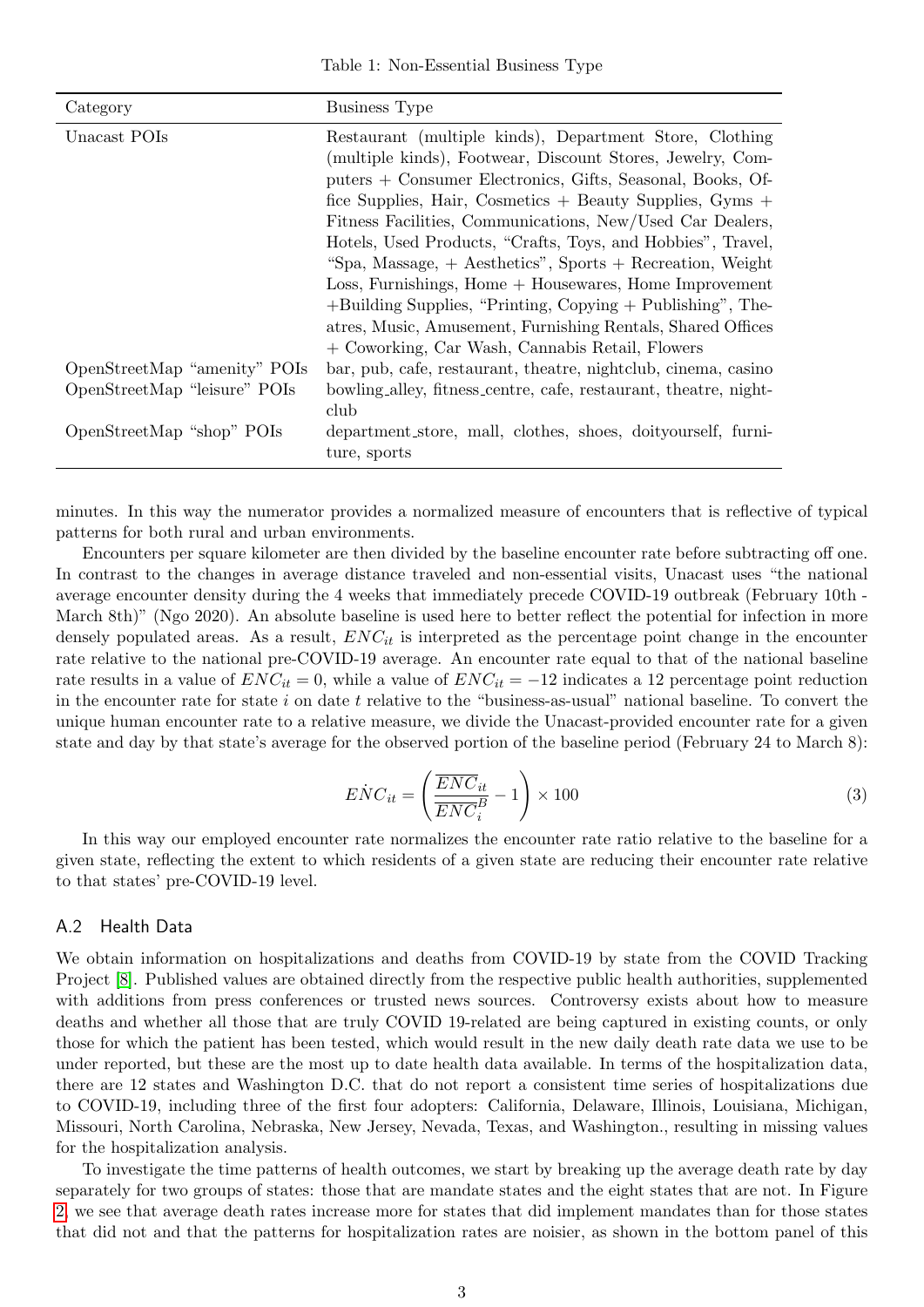Table 1: Non-Essential Business Type

| Category | Business Type |
|---|---|
| Unacast POIs | Restaurant (multiple kinds), Department Store, Clothing (multiple kinds), Footwear, Discount Stores, Jewelry, Computers + Consumer Electronics, Gifts, Seasonal, Books, Office Supplies, Hair, Cosmetics + Beauty Supplies, Gyms + Fitness Facilities, Communications, New/Used Car Dealers, Hotels, Used Products, "Crafts, Toys, and Hobbies", Travel, "Spa, Massage, + Aesthetics", Sports + Recreation, Weight Loss, Furnishings, Home + Housewares, Home Improvement +Building Supplies, "Printing, Copying + Publishing", Theatres, Music, Amusement, Furnishing Rentals, Shared Offices + Coworking, Car Wash, Cannabis Retail, Flowers |
| OpenStreetMap "amenity" POIs | bar, pub, cafe, restaurant, theatre, nightclub, cinema, casino |
| OpenStreetMap "leisure" POIs | bowling_alley, fitness_centre, cafe, restaurant, theatre, nightclub |
| OpenStreetMap "shop" POIs | department_store, mall, clothes, shoes, doityourself, furniture, sports |

minutes. In this way the numerator provides a normalized measure of encounters that is reflective of typical patterns for both rural and urban environments.

Encounters per square kilometer are then divided by the baseline encounter rate before subtracting off one. In contrast to the changes in average distance traveled and non-essential visits, Unacast uses "the national average encounter density during the 4 weeks that immediately precede COVID-19 outbreak (February 10th - March 8th)" (Ngo 2020). An absolute baseline is used here to better reflect the potential for infection in more densely populated areas. As a result, $ENC_{it}$ is interpreted as the percentage point change in the encounter rate relative to the national pre-COVID-19 average. An encounter rate equal to that of the national baseline rate results in a value of $ENC_{it} = 0$, while a value of $ENC_{it} = -12$ indicates a 12 percentage point reduction in the encounter rate for state $i$ on date $t$ relative to the "business-as-usual" national baseline. To convert the unique human encounter rate to a relative measure, we divide the Unacast-provided encounter rate for a given state and day by that state's average for the observed portion of the baseline period (February 24 to March 8):

$$E\dot{N}C_{it} = \left( \frac{\overline{ENC}_{it}}{\overline{ENC}_{i}^{B}} - 1 \right) \times 100 \tag{3}$$

In this way our employed encounter rate normalizes the encounter rate ratio relative to the baseline for a given state, reflecting the extent to which residents of a given state are reducing their encounter rate relative to that states' pre-COVID-19 level.

## A.2 Health Data

We obtain information on hospitalizations and deaths from COVID-19 by state from the COVID Tracking Project [8]. Published values are obtained directly from the respective public health authorities, supplemented with additions from press conferences or trusted news sources. Controversy exists about how to measure deaths and whether all those that are truly COVID 19-related are being captured in existing counts, or only those for which the patient has been tested, which would result in the new daily death rate data we use to be under reported, but these are the most up to date health data available. In terms of the hospitalization data, there are 12 states and Washington D.C. that do not report a consistent time series of hospitalizations due to COVID-19, including three of the first four adopters: California, Delaware, Illinois, Louisiana, Michigan, Missouri, North Carolina, Nebraska, New Jersey, Nevada, Texas, and Washington., resulting in missing values for the hospitalization analysis.

To investigate the time patterns of health outcomes, we start by breaking up the average death rate by day separately for two groups of states: those that are mandate states and the eight states that are not. In Figure 2, we see that average death rates increase more for states that did implement mandates than for those states that did not and that the patterns for hospitalization rates are noisier, as shown in the bottom panel of this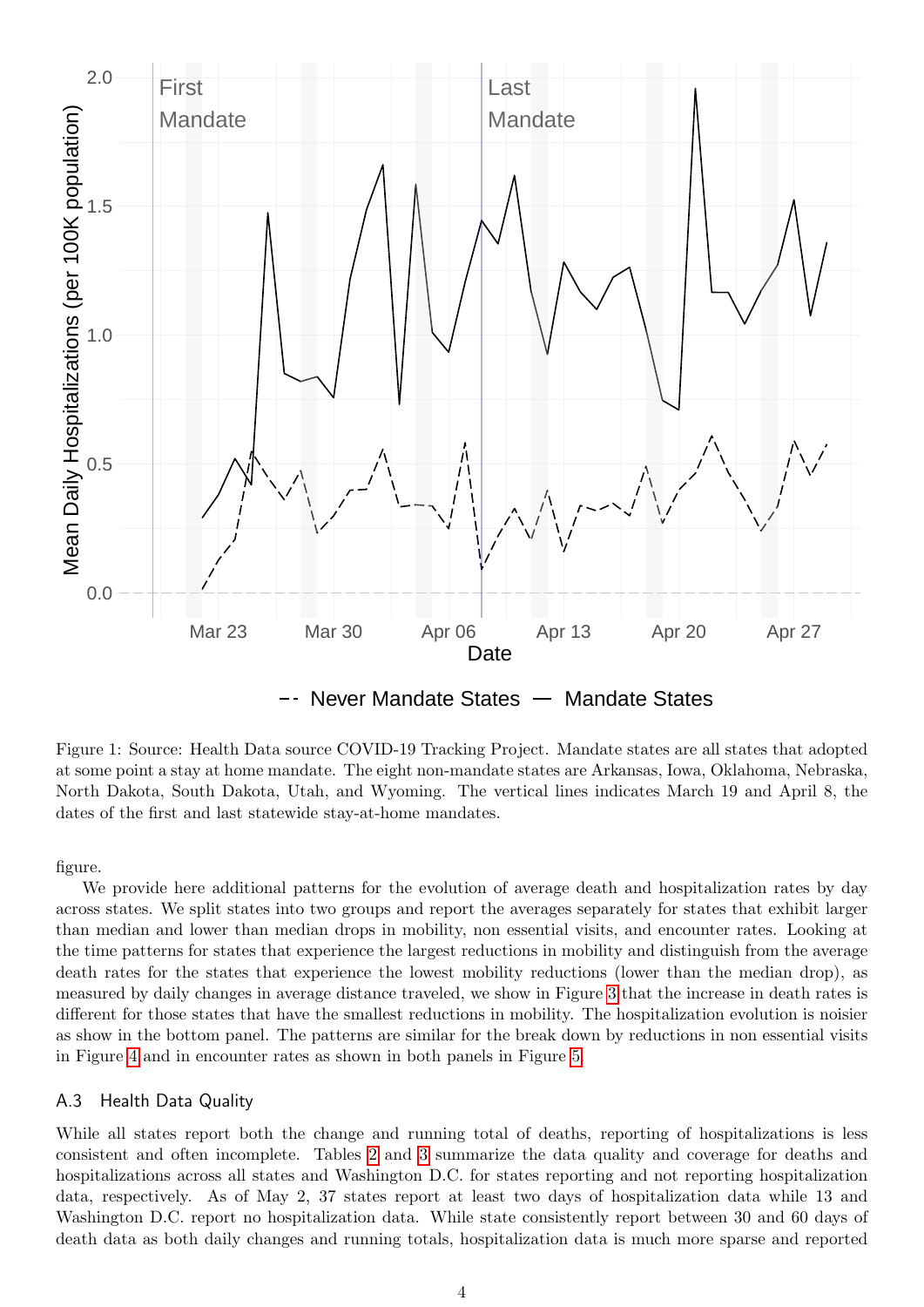Figure 1: Source: Health Data source COVID-19 Tracking Project. Mandate states are all states that adopted at some point a stay at home mandate. The eight non-mandate states are Arkansas, Iowa, Oklahoma, Nebraska, North Dakota, South Dakota, Utah, and Wyoming. The vertical lines indicates March 19 and April 8, the dates of the first and last statewide stay-at-home mandates.

figure.

We provide here additional patterns for the evolution of average death and hospitalization rates by day across states. We split states into two groups and report the averages separately for states that exhibit larger than median and lower than median drops in mobility, non essential visits, and encounter rates. Looking at the time patterns for states that experience the largest reductions in mobility and distinguish from the average death rates for the states that experience the lowest mobility reductions (lower than the median drop), as measured by daily changes in average distance traveled, we show in Figure 3 that the increase in death rates is different for those states that have the smallest reductions in mobility. The hospitalization evolution is noisier as show in the bottom panel. The patterns are similar for the break down by reductions in non essential visits in Figure 4 and in encounter rates as shown in both panels in Figure 5.

### A.3 Health Data Quality

While all states report both the change and running total of deaths, reporting of hospitalizations is less consistent and often incomplete. Tables 2 and 3 summarize the data quality and coverage for deaths and hospitalizations across all states and Washington D.C. for states reporting and not reporting hospitalization data, respectively. As of May 2, 37 states report at least two days of hospitalization data while 13 and Washington D.C. report no hospitalization data. While state consistently report between 30 and 60 days of death data as both daily changes and running totals, hospitalization data is much more sparse and reported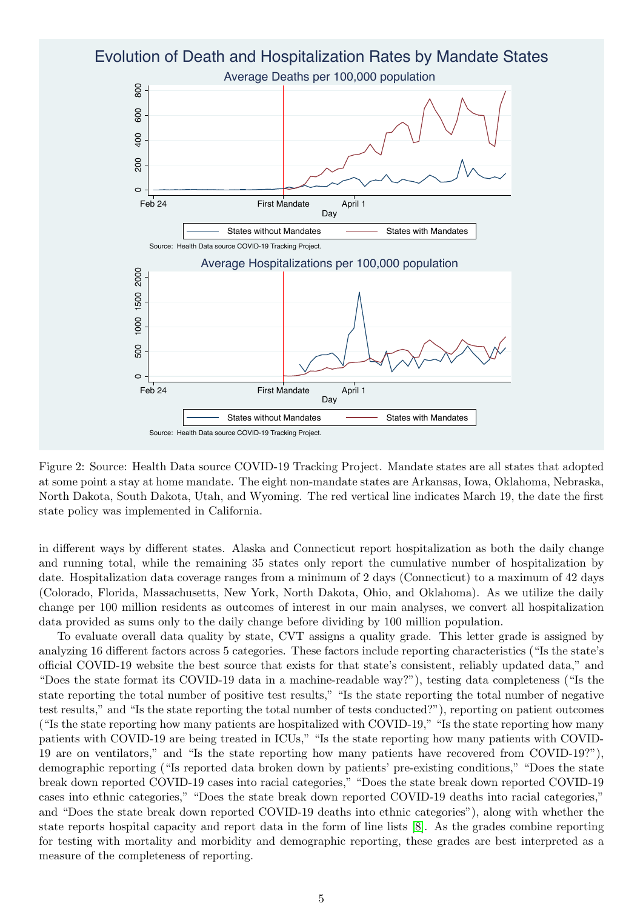Figure 2: Source: Health Data source COVID-19 Tracking Project. Mandate states are all states that adopted at some point a stay at home mandate. The eight non-mandate states are Arkansas, Iowa, Oklahoma, Nebraska, North Dakota, South Dakota, Utah, and Wyoming. The red vertical line indicates March 19, the date the first state policy was implemented in California.

in different ways by different states. Alaska and Connecticut report hospitalization as both the daily change and running total, while the remaining 35 states only report the cumulative number of hospitalization by date. Hospitalization data coverage ranges from a minimum of 2 days (Connecticut) to a maximum of 42 days (Colorado, Florida, Massachusetts, New York, North Dakota, Ohio, and Oklahoma). As we utilize the daily change per 100 million residents as outcomes of interest in our main analyses, we convert all hospitalization data provided as sums only to the daily change before dividing by 100 million population.

To evaluate overall data quality by state, CVT assigns a quality grade. This letter grade is assigned by analyzing 16 different factors across 5 categories. These factors include reporting characteristics ("Is the state's official COVID-19 website the best source that exists for that state's consistent, reliably updated data," and "Does the state format its COVID-19 data in a machine-readable way?"), testing data completeness ("Is the state reporting the total number of positive test results," "Is the state reporting the total number of negative test results," and "Is the state reporting the total number of tests conducted?"), reporting on patient outcomes ("Is the state reporting how many patients are hospitalized with COVID-19," "Is the state reporting how many patients with COVID-19 are being treated in ICUs," "Is the state reporting how many patients with COVID-19 are on ventilators," and "Is the state reporting how many patients have recovered from COVID-19?"), demographic reporting ("Is reported data broken down by patients' pre-existing conditions," "Does the state break down reported COVID-19 cases into racial categories," "Does the state break down reported COVID-19 cases into ethnic categories," "Does the state break down reported COVID-19 deaths into racial categories," and "Does the state break down reported COVID-19 deaths into ethnic categories"), along with whether the state reports hospital capacity and report data in the form of line lists [8]. As the grades combine reporting for testing with mortality and morbidity and demographic reporting, these grades are best interpreted as a measure of the completeness of reporting.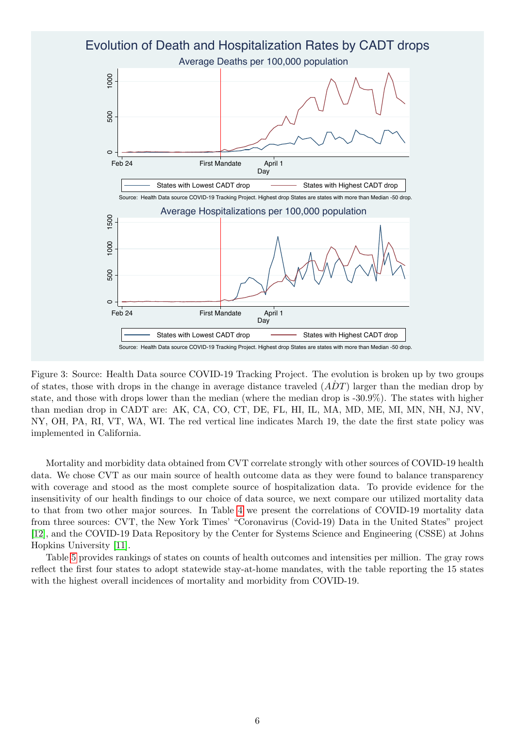Figure 3: Source: Health Data source COVID-19 Tracking Project. The evolution is broken up by two groups of states, those with drops in the change in average distance traveled ($\dot{ADT}$) larger than the median drop by state, and those with drops lower than the median (where the median drop is -30.9%). The states with higher than median drop in CADT are: AK, CA, CO, CT, DE, FL, HI, IL, MA, MD, ME, MI, MN, NH, NJ, NV, NY, OH, PA, RI, VT, WA, WI. The red vertical line indicates March 19, the date the first state policy was implemented in California.

Mortality and morbidity data obtained from CVT correlate strongly with other sources of COVID-19 health data. We chose CVT as our main source of health outcome data as they were found to balance transparency with coverage and stood as the most complete source of hospitalization data. To provide evidence for the insensitivity of our health findings to our choice of data source, we next compare our utilized mortality data to that from two other major sources. In Table 4 we present the correlations of COVID-19 mortality data from three sources: CVT, the New York Times' "Coronavirus (Covid-19) Data in the United States" project [12], and the COVID-19 Data Repository by the Center for Systems Science and Engineering (CSSE) at Johns Hopkins University [11].

Table 5 provides rankings of states on counts of health outcomes and intensities per million. The gray rows reflect the first four states to adopt statewide stay-at-home mandates, with the table reporting the 15 states with the highest overall incidences of mortality and morbidity from COVID-19.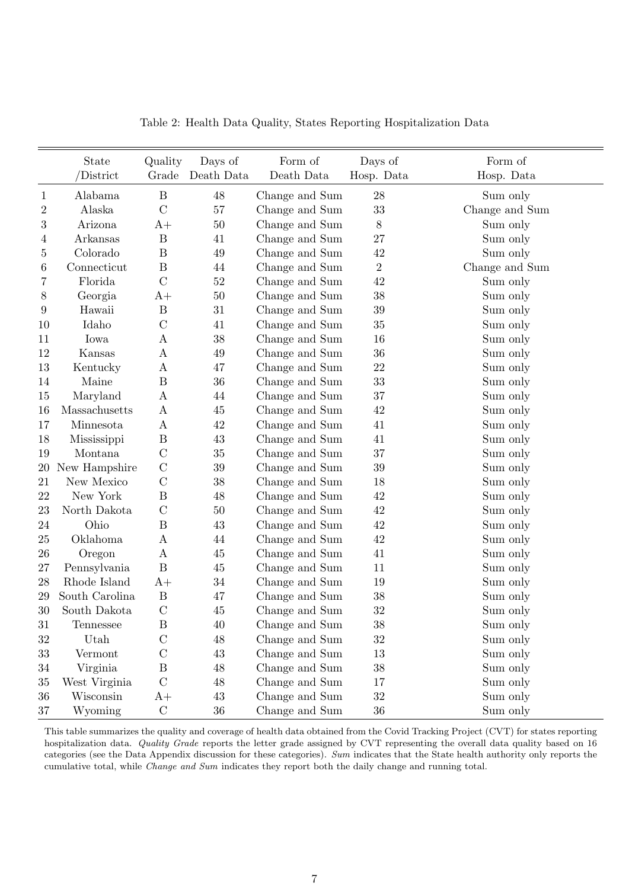Table 2: Health Data Quality, States Reporting Hospitalization Data

| | State /District | Quality Grade | Days of Death Data | Form of Death Data | Days of Hosp. Data | Form of Hosp. Data |
|---|---|---|---|---|---|---|
| 1 | Alabama | B | 48 | Change and Sum | 28 | Sum only |
| 2 | Alaska | C | 57 | Change and Sum | 33 | Change and Sum |
| 3 | Arizona | A+ | 50 | Change and Sum | 8 | Sum only |
| 4 | Arkansas | B | 41 | Change and Sum | 27 | Sum only |
| 5 | Colorado | B | 49 | Change and Sum | 42 | Sum only |
| 6 | Connecticut | B | 44 | Change and Sum | 2 | Change and Sum |
| 7 | Florida | C | 52 | Change and Sum | 42 | Sum only |
| 8 | Georgia | A+ | 50 | Change and Sum | 38 | Sum only |
| 9 | Hawaii | B | 31 | Change and Sum | 39 | Sum only |
| 10 | Idaho | C | 41 | Change and Sum | 35 | Sum only |
| 11 | Iowa | A | 38 | Change and Sum | 16 | Sum only |
| 12 | Kansas | A | 49 | Change and Sum | 36 | Sum only |
| 13 | Kentucky | A | 47 | Change and Sum | 22 | Sum only |
| 14 | Maine | B | 36 | Change and Sum | 33 | Sum only |
| 15 | Maryland | A | 44 | Change and Sum | 37 | Sum only |
| 16 | Massachusetts | A | 45 | Change and Sum | 42 | Sum only |
| 17 | Minnesota | A | 42 | Change and Sum | 41 | Sum only |
| 18 | Mississippi | B | 43 | Change and Sum | 41 | Sum only |
| 19 | Montana | C | 35 | Change and Sum | 37 | Sum only |
| 20 | New Hampshire | C | 39 | Change and Sum | 39 | Sum only |
| 21 | New Mexico | C | 38 | Change and Sum | 18 | Sum only |
| 22 | New York | B | 48 | Change and Sum | 42 | Sum only |
| 23 | North Dakota | C | 50 | Change and Sum | 42 | Sum only |
| 24 | Ohio | B | 43 | Change and Sum | 42 | Sum only |
| 25 | Oklahoma | A | 44 | Change and Sum | 42 | Sum only |
| 26 | Oregon | A | 45 | Change and Sum | 41 | Sum only |
| 27 | Pennsylvania | B | 45 | Change and Sum | 11 | Sum only |
| 28 | Rhode Island | A+ | 34 | Change and Sum | 19 | Sum only |
| 29 | South Carolina | B | 47 | Change and Sum | 38 | Sum only |
| 30 | South Dakota | C | 45 | Change and Sum | 32 | Sum only |
| 31 | Tennessee | B | 40 | Change and Sum | 38 | Sum only |
| 32 | Utah | C | 48 | Change and Sum | 32 | Sum only |
| 33 | Vermont | C | 43 | Change and Sum | 13 | Sum only |
| 34 | Virginia | B | 48 | Change and Sum | 38 | Sum only |
| 35 | West Virginia | C | 48 | Change and Sum | 17 | Sum only |
| 36 | Wisconsin | A+ | 43 | Change and Sum | 32 | Sum only |
| 37 | Wyoming | C | 36 | Change and Sum | 36 | Sum only |

This table summarizes the quality and coverage of health data obtained from the Covid Tracking Project (CVT) for states reporting hospitalization data. *Quality Grade* reports the letter grade assigned by CVT representing the overall data quality based on 16 categories (see the Data Appendix discussion for these categories). *Sum* indicates that the State health authority only reports the cumulative total, while *Change and Sum* indicates they report both the daily change and running total.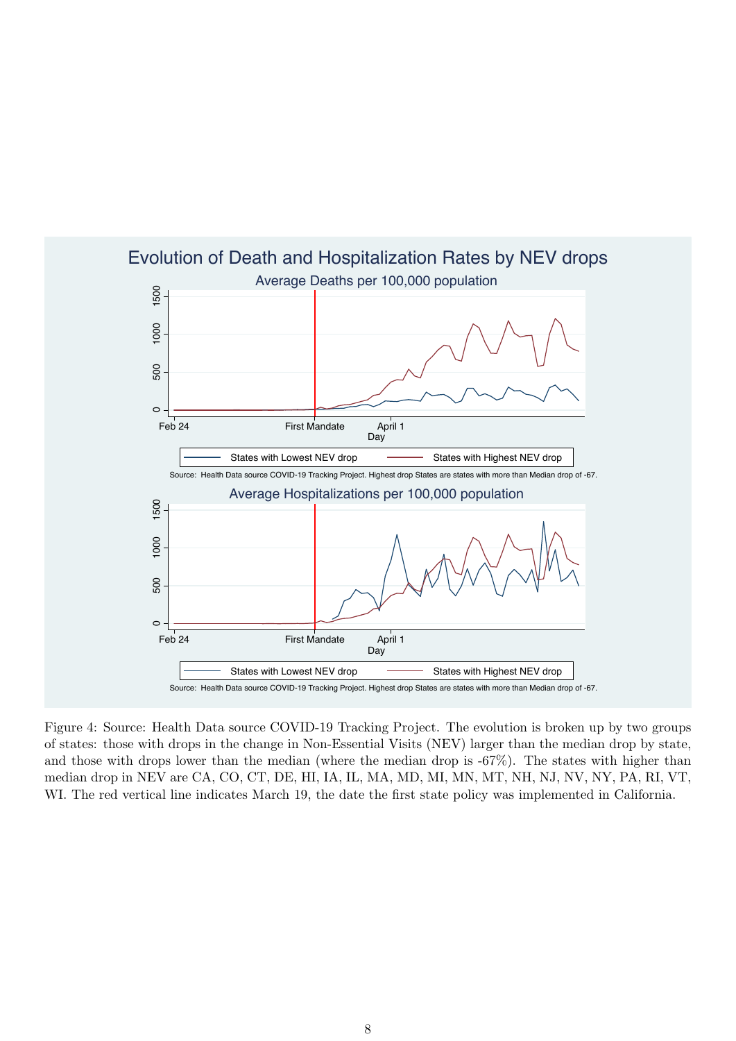Figure 4: Source: Health Data source COVID-19 Tracking Project. The evolution is broken up by two groups of states: those with drops in the change in Non-Essential Visits (NEV) larger than the median drop by state, and those with drops lower than the median (where the median drop is -67%). The states with higher than median drop in NEV are CA, CO, CT, DE, HI, IA, IL, MA, MD, MI, MN, MT, NH, NJ, NV, NY, PA, RI, VT, WI. The red vertical line indicates March 19, the date the first state policy was implemented in California.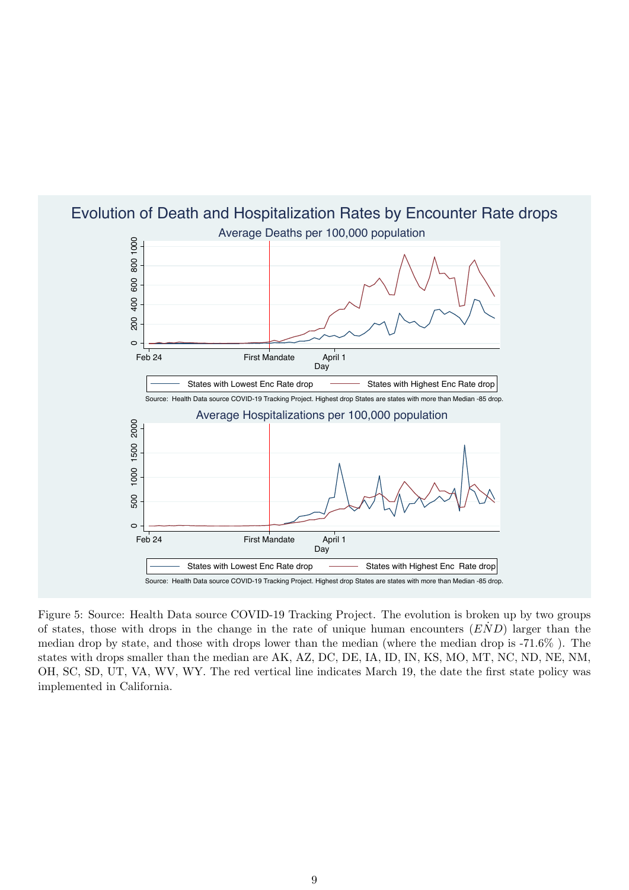Evolution of Death and Hospitalization Rates by Encounter Rate drops

Average Deaths per 100,000 population

Source: Health Data source COVID-19 Tracking Project. Highest drop States are states with more than Median -85 drop.

Average Hospitalizations per 100,000 population

Source: Health Data source COVID-19 Tracking Project. Highest drop States are states with more than Median -85 drop.

Figure 5: Source: Health Data source COVID-19 Tracking Project. The evolution is broken up by two groups of states, those with drops in the change in the rate of unique human encounters ($E\dot{N}D$) larger than the median drop by state, and those with drops lower than the median (where the median drop is -71.6% ). The states with drops smaller than the median are AK, AZ, DC, DE, IA, ID, IN, KS, MO, MT, NC, ND, NE, NM, OH, SC, SD, UT, VA, WV, WY. The red vertical line indicates March 19, the date the first state policy was implemented in California.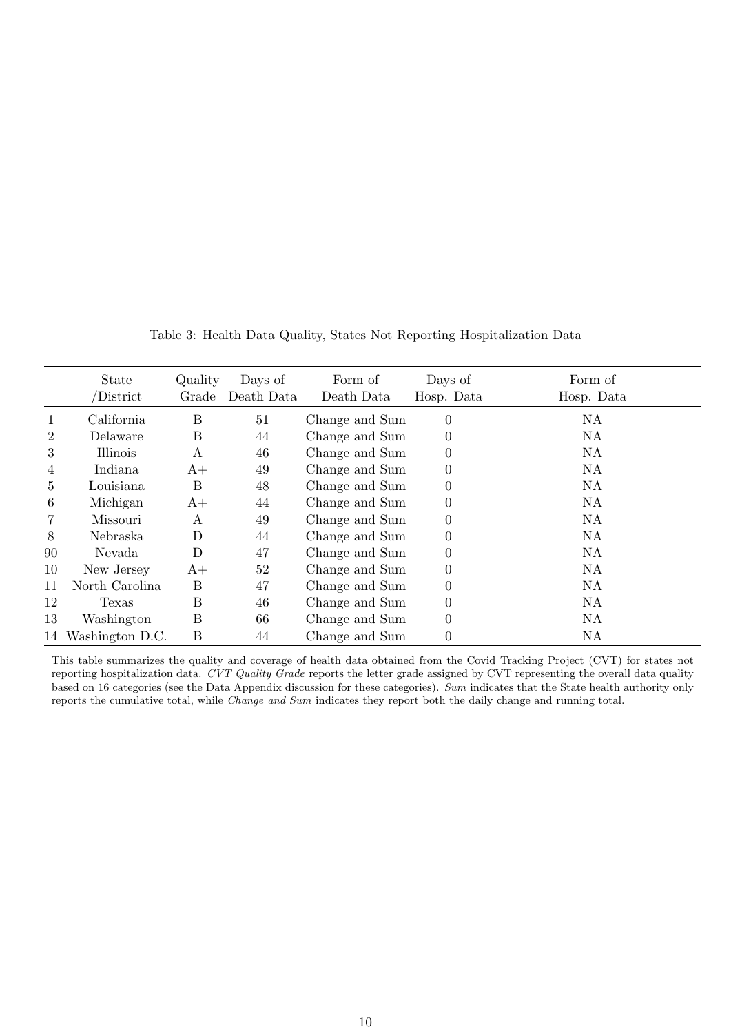Table 3: Health Data Quality, States Not Reporting Hospitalization Data

| | State /District | Quality Grade | Days of Death Data | Form of Death Data | Days of Hosp. Data | Form of Hosp. Data |
|---|---|---|---|---|---|---|
| 1 | California | B | 51 | Change and Sum | 0 | NA |
| 2 | Delaware | B | 44 | Change and Sum | 0 | NA |
| 3 | Illinois | A | 46 | Change and Sum | 0 | NA |
| 4 | Indiana | A+ | 49 | Change and Sum | 0 | NA |
| 5 | Louisiana | B | 48 | Change and Sum | 0 | NA |
| 6 | Michigan | A+ | 44 | Change and Sum | 0 | NA |
| 7 | Missouri | A | 49 | Change and Sum | 0 | NA |
| 8 | Nebraska | D | 44 | Change and Sum | 0 | NA |
| 90 | Nevada | D | 47 | Change and Sum | 0 | NA |
| 10 | New Jersey | A+ | 52 | Change and Sum | 0 | NA |
| 11 | North Carolina | B | 47 | Change and Sum | 0 | NA |
| 12 | Texas | B | 46 | Change and Sum | 0 | NA |
| 13 | Washington | B | 66 | Change and Sum | 0 | NA |
| 14 | Washington D.C. | B | 44 | Change and Sum | 0 | NA |

This table summarizes the quality and coverage of health data obtained from the Covid Tracking Project (CVT) for states not reporting hospitalization data. *CVT Quality Grade* reports the letter grade assigned by CVT representing the overall data quality based on 16 categories (see the Data Appendix discussion for these categories). *Sum* indicates that the State health authority only reports the cumulative total, while *Change and Sum* indicates they report both the daily change and running total.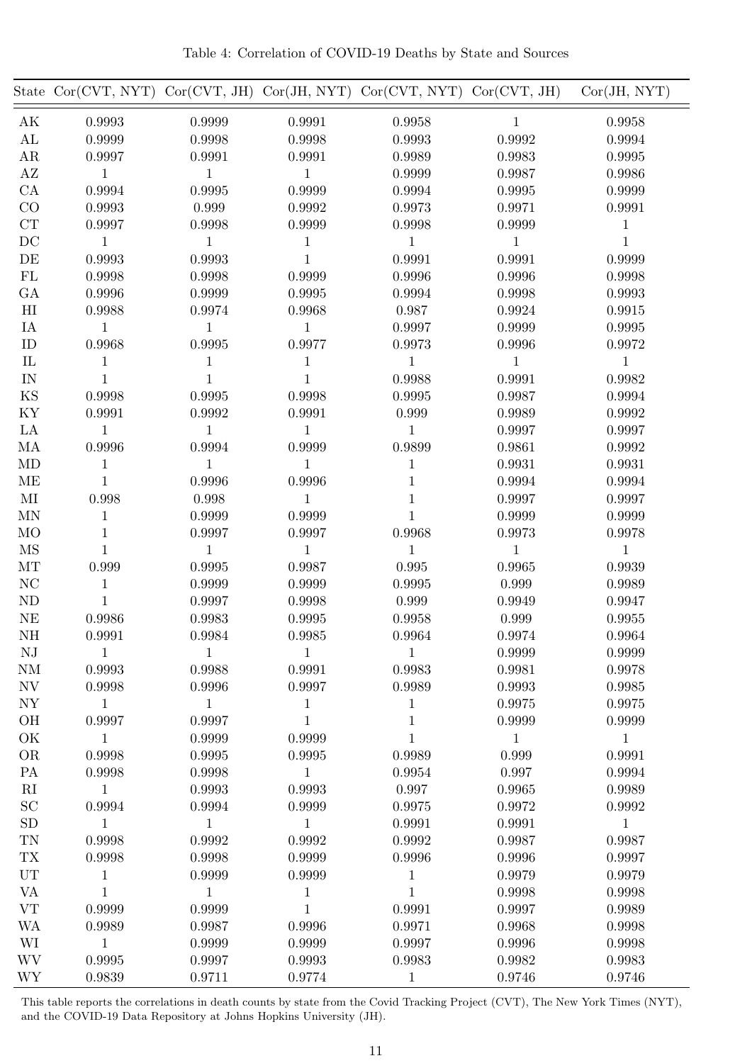Table 4: Correlation of COVID-19 Deaths by State and Sources

| State | Cor(CVT, NYT) | Cor(CVT, JH) | Cor(JH, NYT) | Cor(CVT, NYT) | Cor(CVT, JH) | Cor(JH, NYT) |
|---|---|---|---|---|---|---|
| AK | 0.9993 | 0.9999 | 0.9991 | 0.9958 | 1 | 0.9958 |
| AL | 0.9999 | 0.9998 | 0.9998 | 0.9993 | 0.9992 | 0.9994 |
| AR | 0.9997 | 0.9991 | 0.9991 | 0.9989 | 0.9983 | 0.9995 |
| AZ | 1 | 1 | 1 | 0.9999 | 0.9987 | 0.9986 |
| CA | 0.9994 | 0.9995 | 0.9999 | 0.9994 | 0.9995 | 0.9999 |
| CO | 0.9993 | 0.999 | 0.9992 | 0.9973 | 0.9971 | 0.9991 |
| CT | 0.9997 | 0.9998 | 0.9999 | 0.9998 | 0.9999 | 1 |
| DC | 1 | 1 | 1 | 1 | 1 | 1 |
| DE | 0.9993 | 0.9993 | 1 | 0.9991 | 0.9991 | 0.9999 |
| FL | 0.9998 | 0.9998 | 0.9999 | 0.9996 | 0.9996 | 0.9998 |
| GA | 0.9996 | 0.9999 | 0.9995 | 0.9994 | 0.9998 | 0.9993 |
| HI | 0.9988 | 0.9974 | 0.9968 | 0.987 | 0.9924 | 0.9915 |
| IA | 1 | 1 | 1 | 0.9997 | 0.9999 | 0.9995 |
| ID | 0.9968 | 0.9995 | 0.9977 | 0.9973 | 0.9996 | 0.9972 |
| IL | 1 | 1 | 1 | 1 | 1 | 1 |
| IN | 1 | 1 | 1 | 0.9988 | 0.9991 | 0.9982 |
| KS | 0.9998 | 0.9995 | 0.9998 | 0.9995 | 0.9987 | 0.9994 |
| KY | 0.9991 | 0.9992 | 0.9991 | 0.999 | 0.9989 | 0.9992 |
| LA | 1 | 1 | 1 | 1 | 0.9997 | 0.9997 |
| MA | 0.9996 | 0.9994 | 0.9999 | 0.9899 | 0.9861 | 0.9992 |
| MD | 1 | 1 | 1 | 1 | 0.9931 | 0.9931 |
| ME | 1 | 0.9996 | 0.9996 | 1 | 0.9994 | 0.9994 |
| MI | 0.998 | 0.998 | 1 | 1 | 0.9997 | 0.9997 |
| MN | 1 | 0.9999 | 0.9999 | 1 | 0.9999 | 0.9999 |
| MO | 1 | 0.9997 | 0.9997 | 0.9968 | 0.9973 | 0.9978 |
| MS | 1 | 1 | 1 | 1 | 1 | 1 |
| MT | 0.999 | 0.9995 | 0.9987 | 0.995 | 0.9965 | 0.9939 |
| NC | 1 | 0.9999 | 0.9999 | 0.9995 | 0.999 | 0.9989 |
| ND | 1 | 0.9997 | 0.9998 | 0.999 | 0.9949 | 0.9947 |
| NE | 0.9986 | 0.9983 | 0.9995 | 0.9958 | 0.999 | 0.9955 |
| NH | 0.9991 | 0.9984 | 0.9985 | 0.9964 | 0.9974 | 0.9964 |
| NJ | 1 | 1 | 1 | 1 | 0.9999 | 0.9999 |
| NM | 0.9993 | 0.9988 | 0.9991 | 0.9983 | 0.9981 | 0.9978 |
| NV | 0.9998 | 0.9996 | 0.9997 | 0.9989 | 0.9993 | 0.9985 |
| NY | 1 | 1 | 1 | 1 | 0.9975 | 0.9975 |
| OH | 0.9997 | 0.9997 | 1 | 1 | 0.9999 | 0.9999 |
| OK | 1 | 0.9999 | 0.9999 | 1 | 1 | 1 |
| OR | 0.9998 | 0.9995 | 0.9995 | 0.9989 | 0.999 | 0.9991 |
| PA | 0.9998 | 0.9998 | 1 | 0.9954 | 0.997 | 0.9994 |
| RI | 1 | 0.9993 | 0.9993 | 0.997 | 0.9965 | 0.9989 |
| SC | 0.9994 | 0.9994 | 0.9999 | 0.9975 | 0.9972 | 0.9992 |
| SD | 1 | 1 | 1 | 0.9991 | 0.9991 | 1 |
| TN | 0.9998 | 0.9992 | 0.9992 | 0.9992 | 0.9987 | 0.9987 |
| TX | 0.9998 | 0.9998 | 0.9999 | 0.9996 | 0.9996 | 0.9997 |
| UT | 1 | 0.9999 | 0.9999 | 1 | 0.9979 | 0.9979 |
| VA | 1 | 1 | 1 | 1 | 0.9998 | 0.9998 |
| VT | 0.9999 | 0.9999 | 1 | 0.9991 | 0.9997 | 0.9989 |
| WA | 0.9989 | 0.9987 | 0.9996 | 0.9971 | 0.9968 | 0.9998 |
| WI | 1 | 0.9999 | 0.9999 | 0.9997 | 0.9996 | 0.9998 |
| WV | 0.9995 | 0.9997 | 0.9993 | 0.9983 | 0.9982 | 0.9983 |
| WY | 0.9839 | 0.9711 | 0.9774 | 1 | 0.9746 | 0.9746 |

This table reports the correlations in death counts by state from the Covid Tracking Project (CVT), The New York Times (NYT), and the COVID-19 Data Repository at Johns Hopkins University (JH).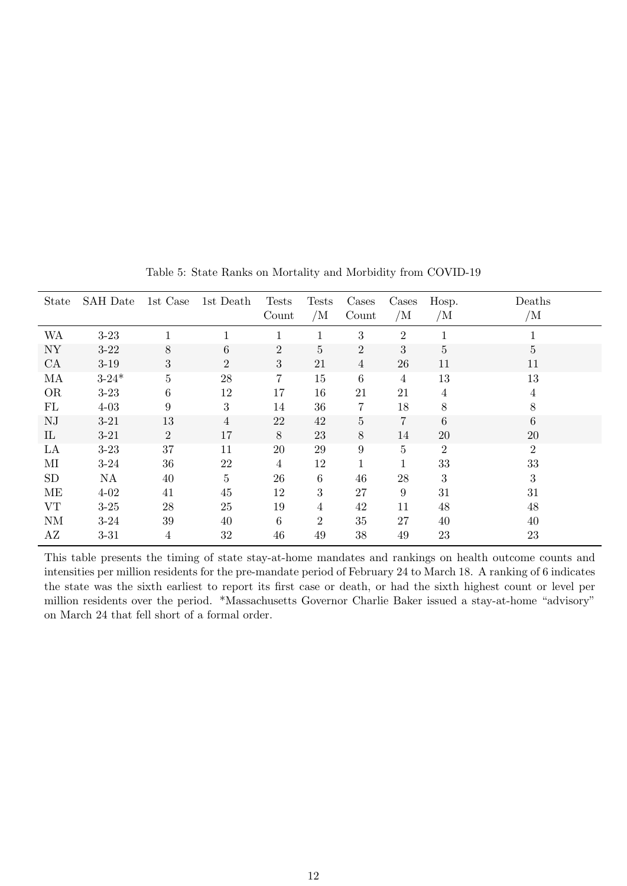Table 5: State Ranks on Mortality and Morbidity from COVID-19

| State | SAH Date | 1st Case | 1st Death | Tests Count | Tests /M | Cases Count | Cases /M | Hosp. /M | Deaths /M |
|---|---|---|---|---|---|---|---|---|---|
| WA | 3-23 | 1 | 1 | 1 | 1 | 3 | 2 | 1 | 1 |
| NY | 3-22 | 8 | 6 | 2 | 5 | 2 | 3 | 5 | 5 |
| CA | 3-19 | 3 | 2 | 3 | 21 | 4 | 26 | 11 | 11 |
| MA | 3-24* | 5 | 28 | 7 | 15 | 6 | 4 | 13 | 13 |
| OR | 3-23 | 6 | 12 | 17 | 16 | 21 | 21 | 4 | 4 |
| FL | 4-03 | 9 | 3 | 14 | 36 | 7 | 18 | 8 | 8 |
| NJ | 3-21 | 13 | 4 | 22 | 42 | 5 | 7 | 6 | 6 |
| IL | 3-21 | 2 | 17 | 8 | 23 | 8 | 14 | 20 | 20 |
| LA | 3-23 | 37 | 11 | 20 | 29 | 9 | 5 | 2 | 2 |
| MI | 3-24 | 36 | 22 | 4 | 12 | 1 | 1 | 33 | 33 |
| SD | NA | 40 | 5 | 26 | 6 | 46 | 28 | 3 | 3 |
| ME | 4-02 | 41 | 45 | 12 | 3 | 27 | 9 | 31 | 31 |
| VT | 3-25 | 28 | 25 | 19 | 4 | 42 | 11 | 48 | 48 |
| NM | 3-24 | 39 | 40 | 6 | 2 | 35 | 27 | 40 | 40 |
| AZ | 3-31 | 4 | 32 | 46 | 49 | 38 | 49 | 23 | 23 |

This table presents the timing of state stay-at-home mandates and rankings on health outcome counts and intensities per million residents for the pre-mandate period of February 24 to March 18. A ranking of 6 indicates the state was the sixth earliest to report its first case or death, or had the sixth highest count or level per million residents over the period. *Massachusetts Governor Charlie Baker issued a stay-at-home "advisory" on March 24 that fell short of a formal order.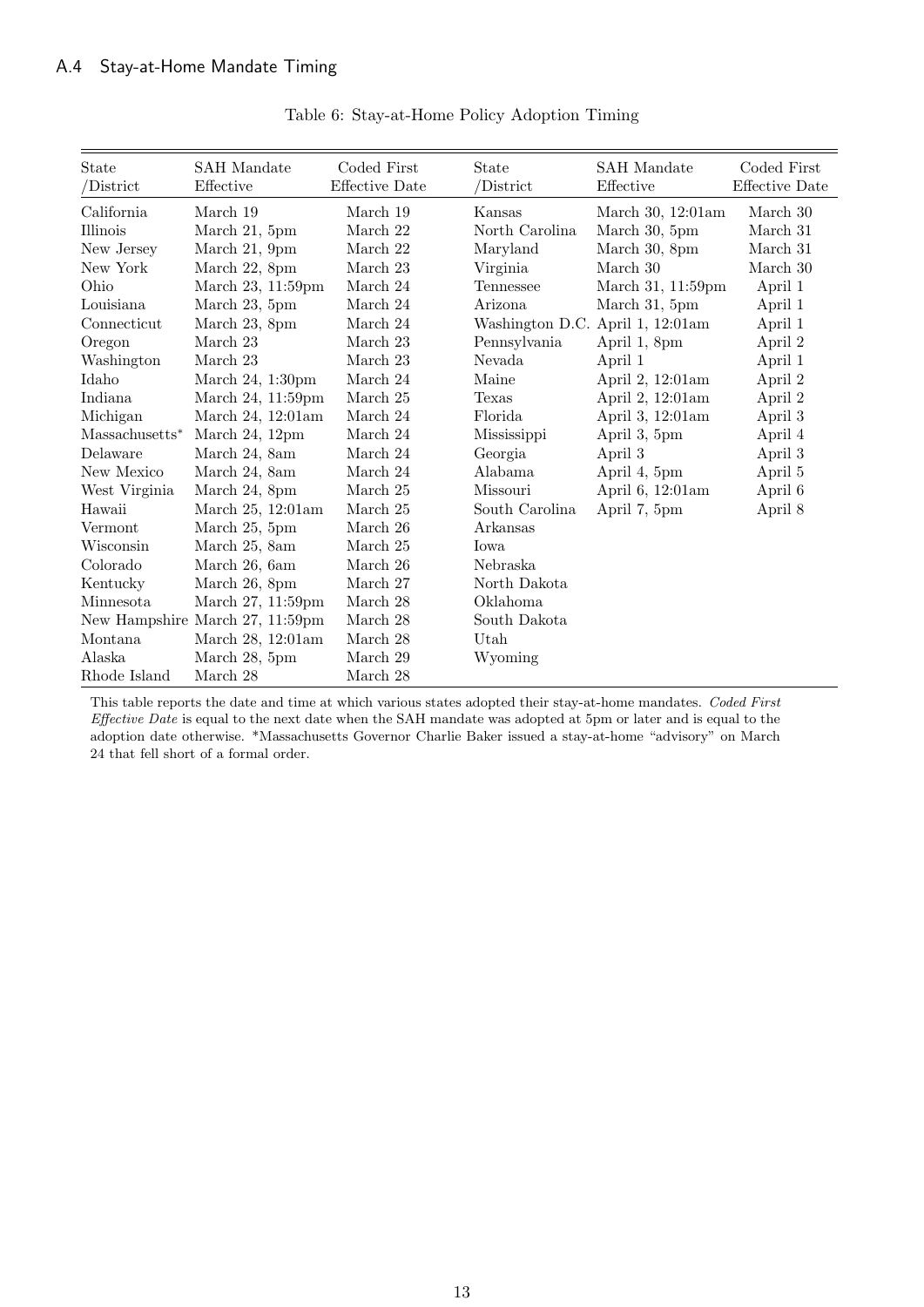## A.4 Stay-at-Home Mandate Timing

Table 6: Stay-at-Home Policy Adoption Timing

| State /District | SAH Mandate Effective | Coded First Effective Date | State /District | SAH Mandate Effective | Coded First Effective Date |
|---|---|---|---|---|---|
| California | March 19 | March 19 | Kansas | March 30, 12:01am | March 30 |
| Illinois | March 21, 5pm | March 22 | North Carolina | March 30, 5pm | March 31 |
| New Jersey | March 21, 9pm | March 22 | Maryland | March 30, 8pm | March 31 |
| New York | March 22, 8pm | March 23 | Virginia | March 30 | March 30 |
| Ohio | March 23, 11:59pm | March 24 | Tennessee | March 31, 11:59pm | April 1 |
| Louisiana | March 23, 5pm | March 24 | Arizona | March 31, 5pm | April 1 |
| Connecticut | March 23, 8pm | March 24 | Washington D.C. | April 1, 12:01am | April 1 |
| Oregon | March 23 | March 23 | Pennsylvania | April 1, 8pm | April 2 |
| Washington | March 23 | March 23 | Nevada | April 1 | April 1 |
| Idaho | March 24, 1:30pm | March 24 | Maine | April 2, 12:01am | April 2 |
| Indiana | March 24, 11:59pm | March 25 | Texas | April 2, 12:01am | April 2 |
| Michigan | March 24, 12:01am | March 24 | Florida | April 3, 12:01am | April 3 |
| Massachusetts* | March 24, 12pm | March 24 | Mississippi | April 3, 5pm | April 4 |
| Delaware | March 24, 8am | March 24 | Georgia | April 3 | April 3 |
| New Mexico | March 24, 8am | March 24 | Alabama | April 4, 5pm | April 5 |
| West Virginia | March 24, 8pm | March 25 | Missouri | April 6, 12:01am | April 6 |
| Hawaii | March 25, 12:01am | March 25 | South Carolina | April 7, 5pm | April 8 |
| Vermont | March 25, 5pm | March 26 | Arkansas | | |
| Wisconsin | March 25, 8am | March 25 | Iowa | | |
| Colorado | March 26, 6am | March 26 | Nebraska | | |
| Kentucky | March 26, 8pm | March 27 | North Dakota | | |
| Minnesota | March 27, 11:59pm | March 28 | Oklahoma | | |
| New Hampshire | March 27, 11:59pm | March 28 | South Dakota | | |
| Montana | March 28, 12:01am | March 28 | Utah | | |
| Alaska | March 28, 5pm | March 29 | Wyoming | | |
| Rhode Island | March 28 | March 28 | | | |

This table reports the date and time at which various states adopted their stay-at-home mandates. *Coded First Effective Date* is equal to the next date when the SAH mandate was adopted at 5pm or later and is equal to the adoption date otherwise. *Massachusetts Governor Charlie Baker issued a stay-at-home "advisory" on March 24 that fell short of a formal order.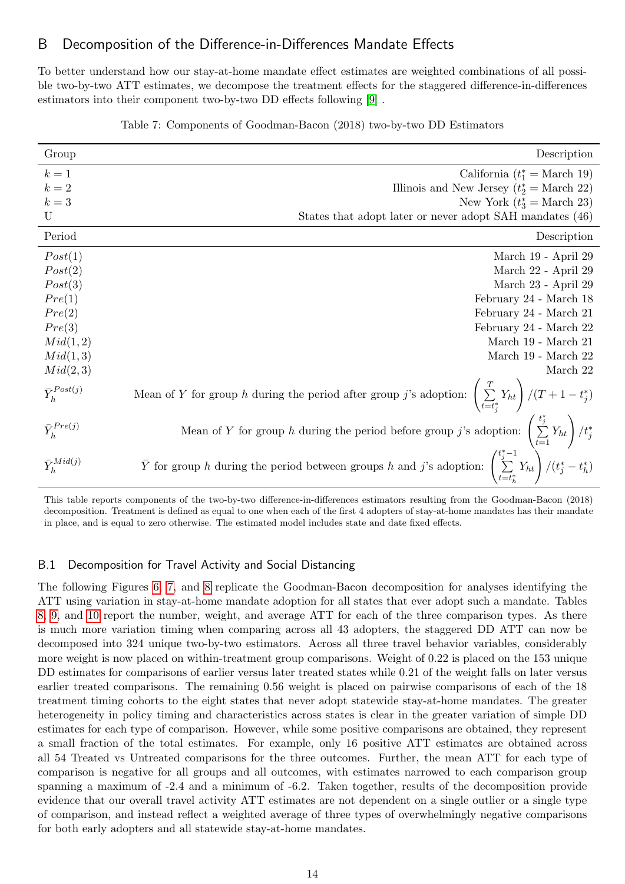## B Decomposition of the Difference-in-Differences Mandate Effects

To better understand how our stay-at-home mandate effect estimates are weighted combinations of all possible two-by-two ATT estimates, we decompose the treatment effects for the staggered difference-in-differences estimators into their component two-by-two DD effects following [9] .

Table 7: Components of Goodman-Bacon (2018) two-by-two DD Estimators

| Group | Description |
|---|---|
| $k = 1$ | California ($t_1^* =$ March 19) |
| $k = 2$ | Illinois and New Jersey ($t_2^* =$ March 22) |
| $k = 3$ | New York ($t_3^* =$ March 23) |
| U | States that adopt later or never adopt SAH mandates (46) |
| **Period** | **Description** |
| $Post(1)$ | March 19 - April 29 |
| $Post(2)$ | March 22 - April 29 |
| $Post(3)$ | March 23 - April 29 |
| $Pre(1)$ | February 24 - March 18 |
| $Pre(2)$ | February 24 - March 21 |
| $Pre(3)$ | February 24 - March 22 |
| $Mid(1,2)$ | March 19 - March 21 |
| $Mid(1,3)$ | March 19 - March 22 |
| $Mid(2,3)$ | March 22 |
| $\bar{Y}_h^{Post(j)}$ | Mean of $Y$ for group $h$ during the period after group $j$'s adoption: $\left(\sum_{t=t_j^*}^{T} Y_{ht}\right)/(T+1-t_j^*)$ |
| $\bar{Y}_h^{Pre(j)}$ | Mean of $Y$ for group $h$ during the period before group $j$'s adoption: $\left(\sum_{t=1}^{t_j^*} Y_{ht}\right)/t_j^*$ |
| $\bar{Y}_h^{Mid(j)}$ | $\bar{Y}$ for group $h$ during the period between groups $h$ and $j$'s adoption: $\left(\sum_{t=t_h^*}^{t_j^*-1} Y_{ht}\right)/(t_j^* - t_h^*)$ |

This table reports components of the two-by-two difference-in-differences estimators resulting from the Goodman-Bacon (2018) decomposition. Treatment is defined as equal to one when each of the first 4 adopters of stay-at-home mandates has their mandate in place, and is equal to zero otherwise. The estimated model includes state and date fixed effects.

### B.1 Decomposition for Travel Activity and Social Distancing

The following Figures 6, 7, and 8 replicate the Goodman-Bacon decomposition for analyses identifying the ATT using variation in stay-at-home mandate adoption for all states that ever adopt such a mandate. Tables 8, 9, and 10 report the number, weight, and average ATT for each of the three comparison types. As there is much more variation timing when comparing across all 43 adopters, the staggered DD ATT can now be decomposed into 324 unique two-by-two estimators. Across all three travel behavior variables, considerably more weight is now placed on within-treatment group comparisons. Weight of 0.22 is placed on the 153 unique DD estimates for comparisons of earlier versus later treated states while 0.21 of the weight falls on later versus earlier treated comparisons. The remaining 0.56 weight is placed on pairwise comparisons of each of the 18 treatment timing cohorts to the eight states that never adopt statewide stay-at-home mandates. The greater heterogeneity in policy timing and characteristics across states is clear in the greater variation of simple DD estimates for each type of comparison. However, while some positive comparisons are obtained, they represent a small fraction of the total estimates. For example, only 16 positive ATT estimates are obtained across all 54 Treated vs Untreated comparisons for the three outcomes. Further, the mean ATT for each type of comparison is negative for all groups and all outcomes, with estimates narrowed to each comparison group spanning a maximum of -2.4 and a minimum of -6.2. Taken together, results of the decomposition provide evidence that our overall travel activity ATT estimates are not dependent on a single outlier or a single type of comparison, and instead reflect a weighted average of three types of overwhelmingly negative comparisons for both early adopters and all statewide stay-at-home mandates.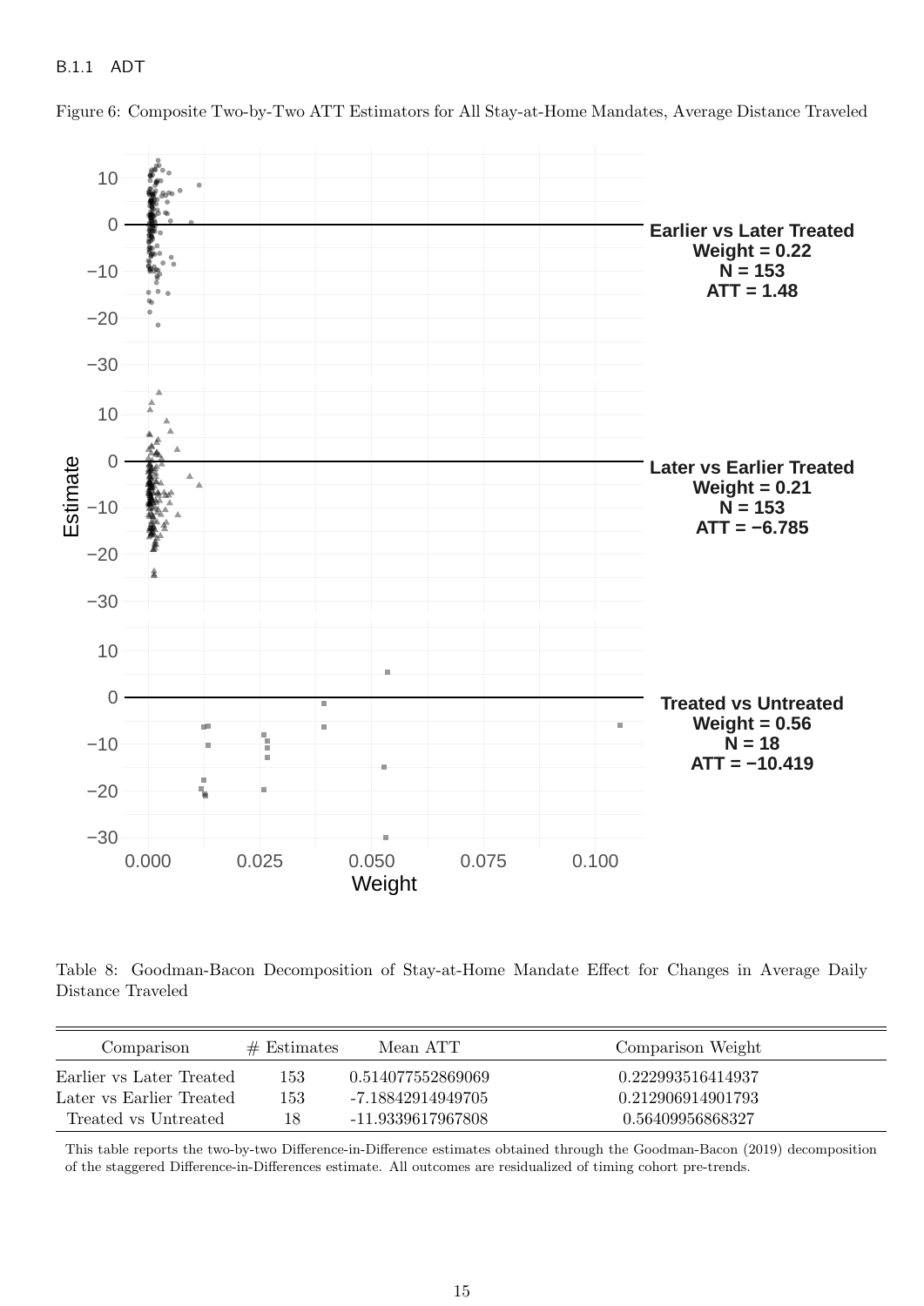#### B.1.1 ADT

Figure 6: Composite Two-by-Two ATT Estimators for All Stay-at-Home Mandates, Average Distance Traveled

Table 8: Goodman-Bacon Decomposition of Stay-at-Home Mandate Effect for Changes in Average Daily Distance Traveled

| Comparison | # Estimates | Mean ATT | Comparison Weight |
|---|---|---|---|
| Earlier vs Later Treated | 153 | 0.514077552869069 | 0.222993516414937 |
| Later vs Earlier Treated | 153 | -7.18842914949705 | 0.212906914901793 |
| Treated vs Untreated | 18 | -11.9339617967808 | 0.56409956868327 |

This table reports the two-by-two Difference-in-Difference estimates obtained through the Goodman-Bacon (2019) decomposition of the staggered Difference-in-Differences estimate. All outcomes are residualized of timing cohort pre-trends.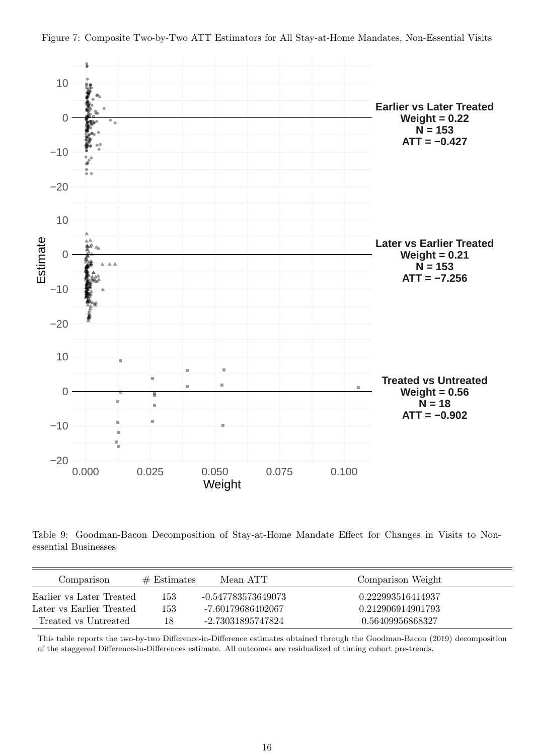Figure 7: Composite Two-by-Two ATT Estimators for All Stay-at-Home Mandates, Non-Essential Visits

Table 9: Goodman-Bacon Decomposition of Stay-at-Home Mandate Effect for Changes in Visits to Non-essential Businesses

| Comparison | # Estimates | Mean ATT | Comparison Weight |
|---|---|---|---|
| Earlier vs Later Treated | 153 | -0.547783573649073 | 0.222993516414937 |
| Later vs Earlier Treated | 153 | -7.60179686402067 | 0.212906914901793 |
| Treated vs Untreated | 18 | -2.73031895747824 | 0.56409956868327 |

This table reports the two-by-two Difference-in-Difference estimates obtained through the Goodman-Bacon (2019) decomposition of the staggered Difference-in-Differences estimate. All outcomes are residualized of timing cohort pre-trends.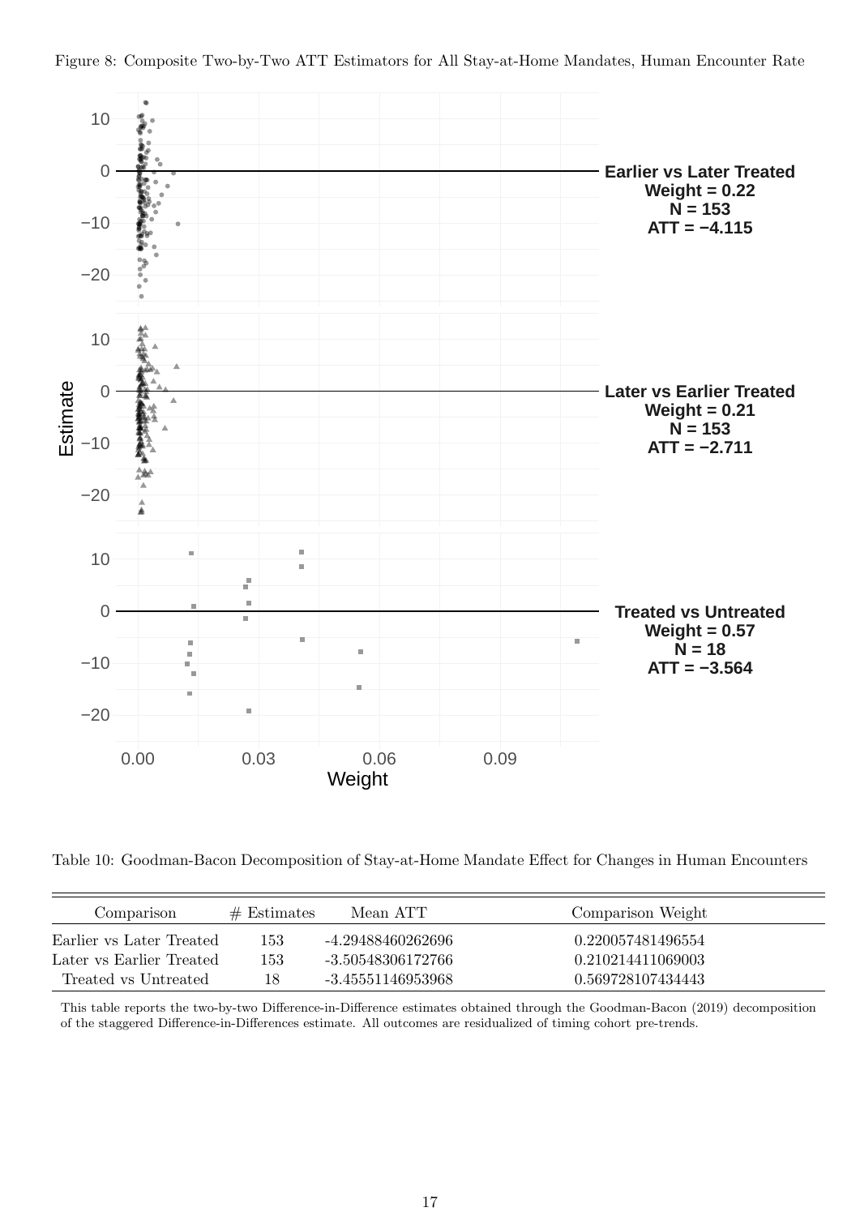Figure 8: Composite Two-by-Two ATT Estimators for All Stay-at-Home Mandates, Human Encounter Rate

Table 10: Goodman-Bacon Decomposition of Stay-at-Home Mandate Effect for Changes in Human Encounters

| Comparison | # Estimates | Mean ATT | Comparison Weight |
|---|---|---|---|
| Earlier vs Later Treated | 153 | -4.29488460262696 | 0.220057481496554 |
| Later vs Earlier Treated | 153 | -3.50548306172766 | 0.210214411069003 |
| Treated vs Untreated | 18 | -3.45551146953968 | 0.569728107434443 |

This table reports the two-by-two Difference-in-Difference estimates obtained through the Goodman-Bacon (2019) decomposition of the staggered Difference-in-Differences estimate. All outcomes are residualized of timing cohort pre-trends.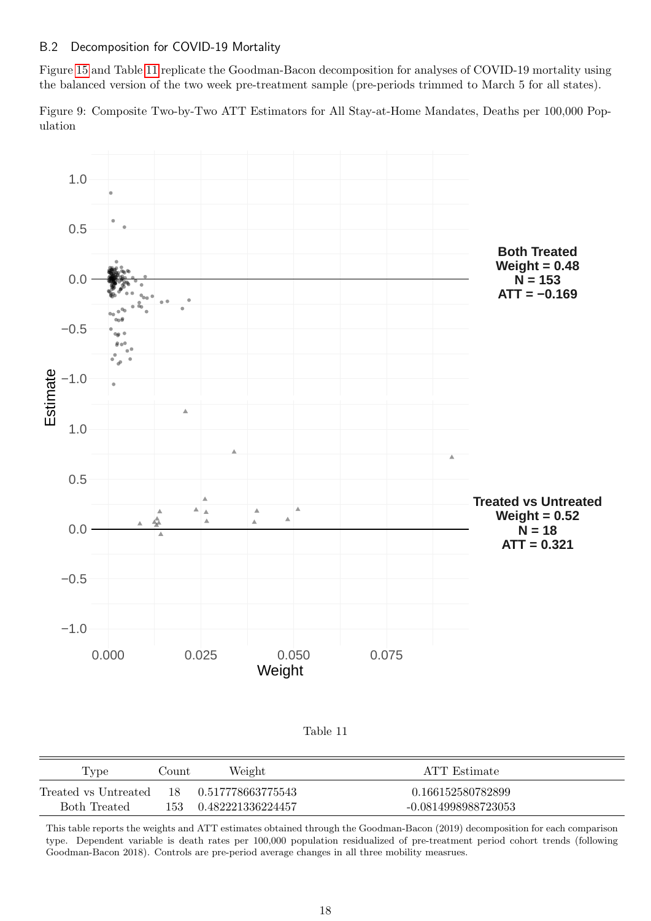### B.2 Decomposition for COVID-19 Mortality

Figure 15 and Table 11 replicate the Goodman-Bacon decomposition for analyses of COVID-19 mortality using the balanced version of the two week pre-treatment sample (pre-periods trimmed to March 5 for all states).

Figure 9: Composite Two-by-Two ATT Estimators for All Stay-at-Home Mandates, Deaths per 100,000 Population

Table 11

| Type | Count | Weight | ATT Estimate |
|---|---|---|---|
| Treated vs Untreated | 18 | 0.517778663775543 | 0.166152580782899 |
| Both Treated | 153 | 0.482221336224457 | -0.0814998988723053 |

This table reports the weights and ATT estimates obtained through the Goodman-Bacon (2019) decomposition for each comparison type. Dependent variable is death rates per 100,000 population residualized of pre-treatment period cohort trends (following Goodman-Bacon 2018). Controls are pre-period average changes in all three mobility measrues.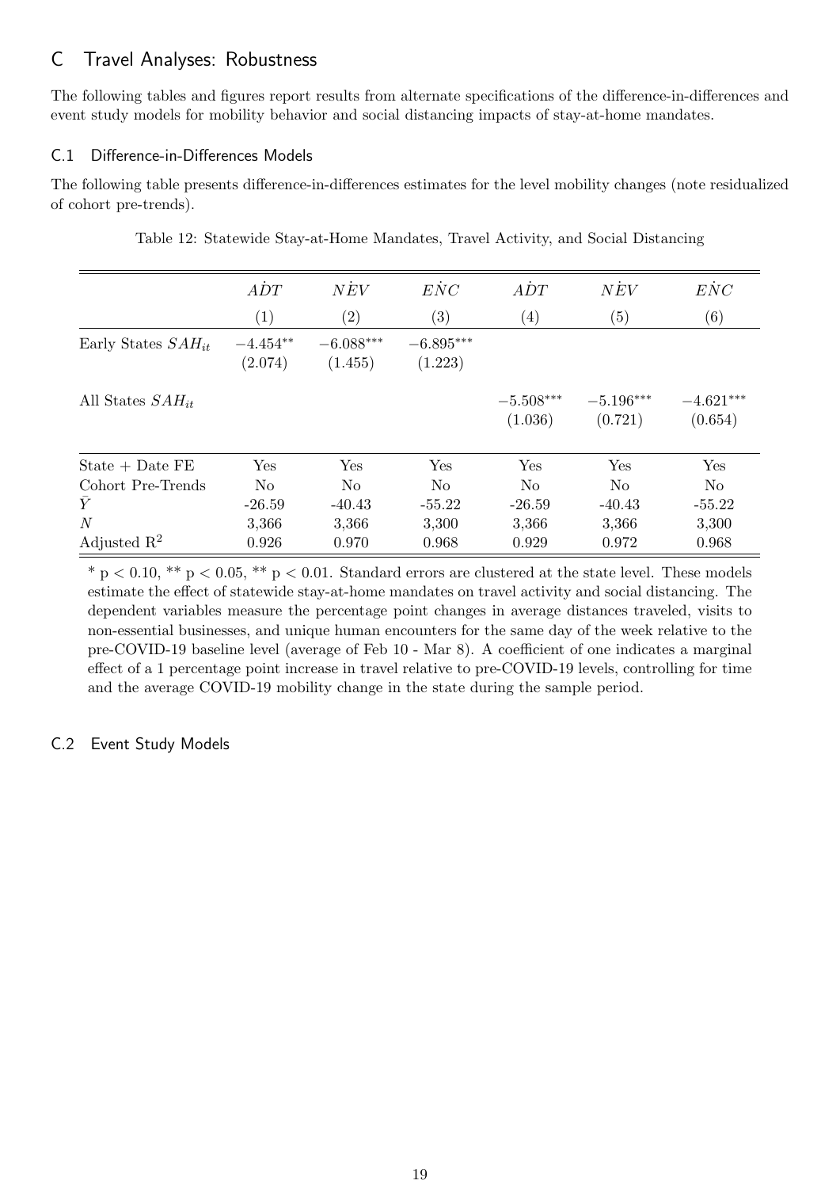# C Travel Analyses: Robustness

The following tables and figures report results from alternate specifications of the difference-in-differences and event study models for mobility behavior and social distancing impacts of stay-at-home mandates.

## C.1 Difference-in-Differences Models

The following table presents difference-in-differences estimates for the level mobility changes (note residualized of cohort pre-trends).

Table 12: Statewide Stay-at-Home Mandates, Travel Activity, and Social Distancing

| | $\dot{ADT}$ | $\dot{NEV}$ | $\dot{ENC}$ | $\dot{ADT}$ | $\dot{NEV}$ | $\dot{ENC}$ |
|---|---|---|---|---|---|---|
| | (1) | (2) | (3) | (4) | (5) | (6) |
| Early States $SAH_{it}$ | $-4.454^{**}$ | $-6.088^{***}$ | $-6.895^{***}$ | | | |
| | (2.074) | (1.455) | (1.223) | | | |
| All States $SAH_{it}$ | | | | $-5.508^{***}$ | $-5.196^{***}$ | $-4.621^{***}$ |
| | | | | (1.036) | (0.721) | (0.654) |
| State + Date FE | Yes | Yes | Yes | Yes | Yes | Yes |
| Cohort Pre-Trends | No | No | No | No | No | No |
| $\bar{Y}$ | -26.59 | -40.43 | -55.22 | -26.59 | -40.43 | -55.22 |
| $N$ | 3,366 | 3,366 | 3,300 | 3,366 | 3,366 | 3,300 |
| Adjusted $R^2$ | 0.926 | 0.970 | 0.968 | 0.929 | 0.972 | 0.968 |

\* $p < 0.10$, \*\* $p < 0.05$, \*\* $p < 0.01$. Standard errors are clustered at the state level. These models estimate the effect of statewide stay-at-home mandates on travel activity and social distancing. The dependent variables measure the percentage point changes in average distances traveled, visits to non-essential businesses, and unique human encounters for the same day of the week relative to the pre-COVID-19 baseline level (average of Feb 10 - Mar 8). A coefficient of one indicates a marginal effect of a 1 percentage point increase in travel relative to pre-COVID-19 levels, controlling for time and the average COVID-19 mobility change in the state during the sample period.

## C.2 Event Study Models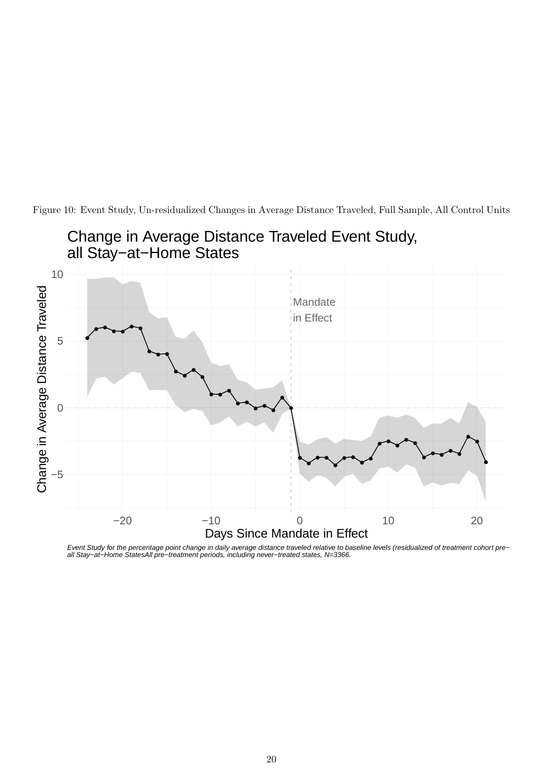Figure 10: Event Study, Un-residualized Changes in Average Distance Traveled, Full Sample, All Control Units

Change in Average Distance Traveled Event Study, all Stay−at−Home States

Event Study for the percentage point change in daily average distance traveled relative to baseline levels (residualized of treatment cohort pre−all Stay−at−Home StatesAll pre−treatment periods, including never−treated states, N=3366.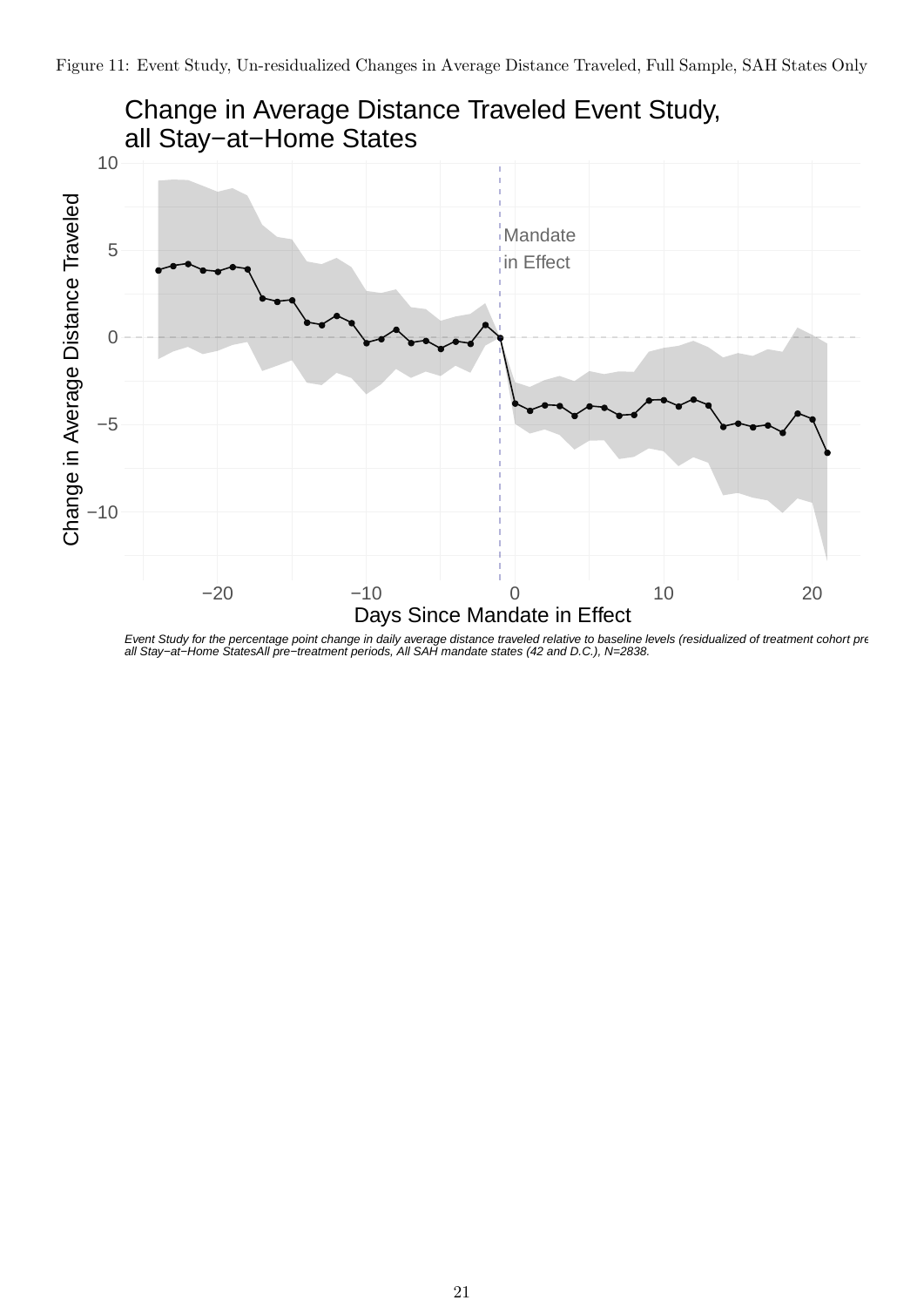Figure 11: Event Study, Un-residualized Changes in Average Distance Traveled, Full Sample, SAH States Only

Change in Average Distance Traveled Event Study, all Stay−at−Home States

*Event Study for the percentage point change in daily average distance traveled relative to baseline levels (residualized of treatment cohort pre all Stay−at−Home StatesAll pre−treatment periods, All SAH mandate states (42 and D.C.), N=2838.*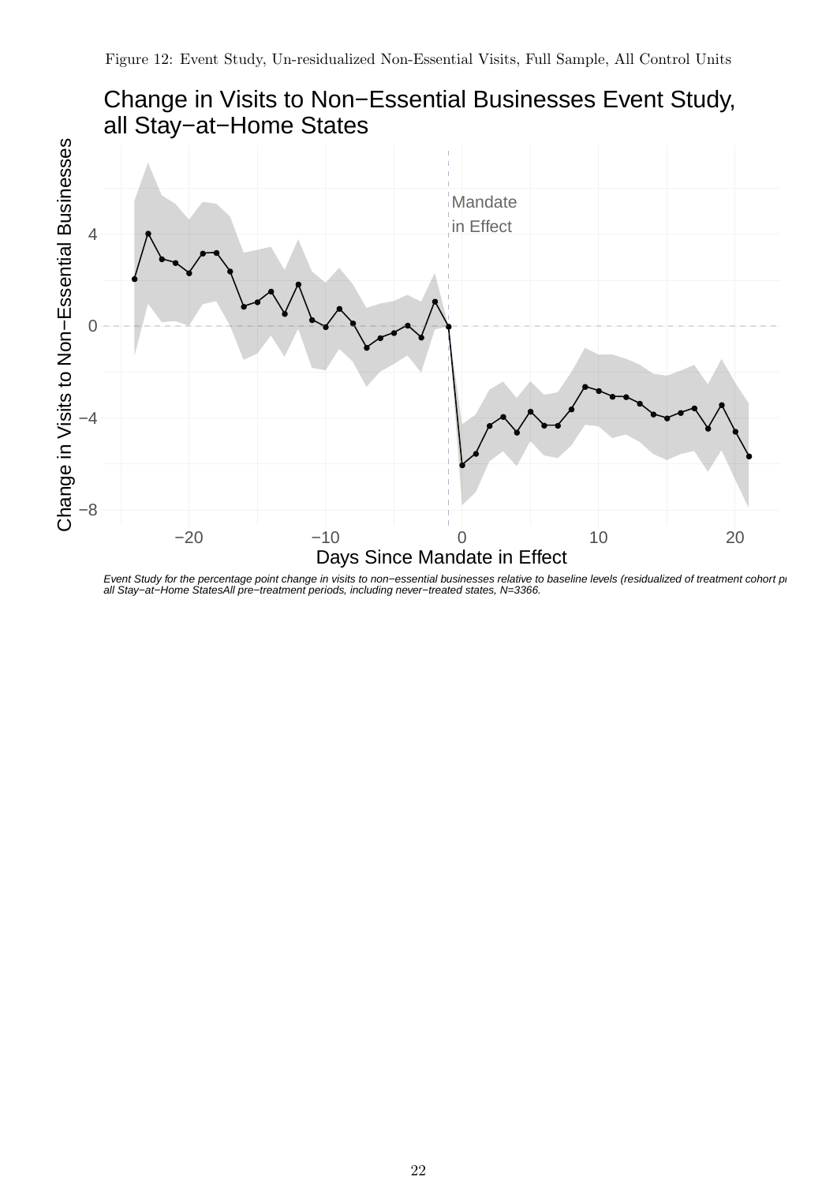Figure 12: Event Study, Un-residualized Non-Essential Visits, Full Sample, All Control Units

Change in Visits to Non−Essential Businesses Event Study, all Stay−at−Home States

Mandate in Effect

Change in Visits to Non−Essential Businesses

Days Since Mandate in Effect

*Event Study for the percentage point change in visits to non−essential businesses relative to baseline levels (residualized of treatment cohort p all Stay−at−Home StatesAll pre−treatment periods, including never−treated states, N=3366.*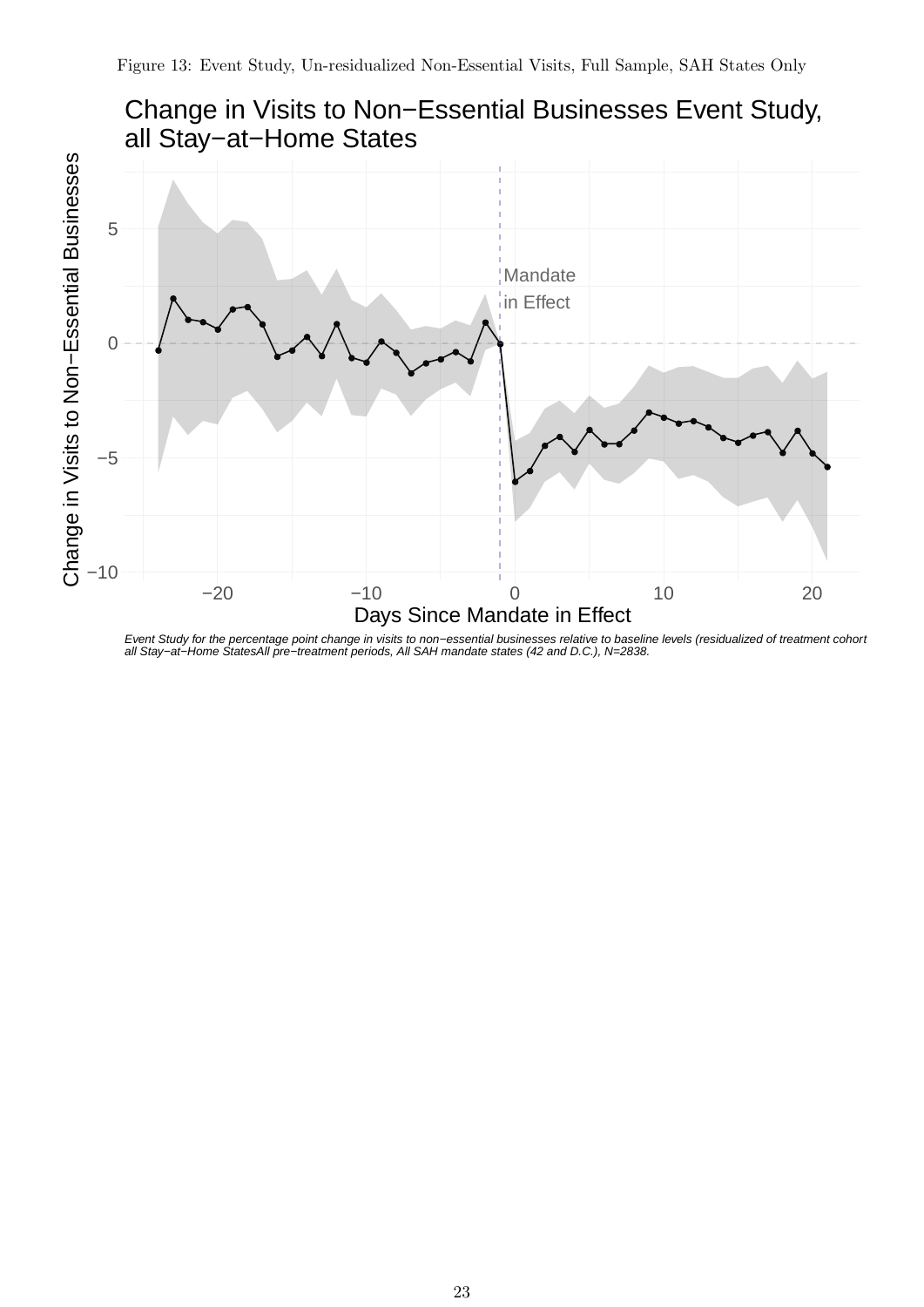Figure 13: Event Study, Un-residualized Non-Essential Visits, Full Sample, SAH States Only

Change in Visits to Non−Essential Businesses Event Study, all Stay−at−Home States

*Event Study for the percentage point change in visits to non−essential businesses relative to baseline levels (residualized of treatment cohort all Stay−at−Home StatesAll pre−treatment periods, All SAH mandate states (42 and D.C.), N=2838.*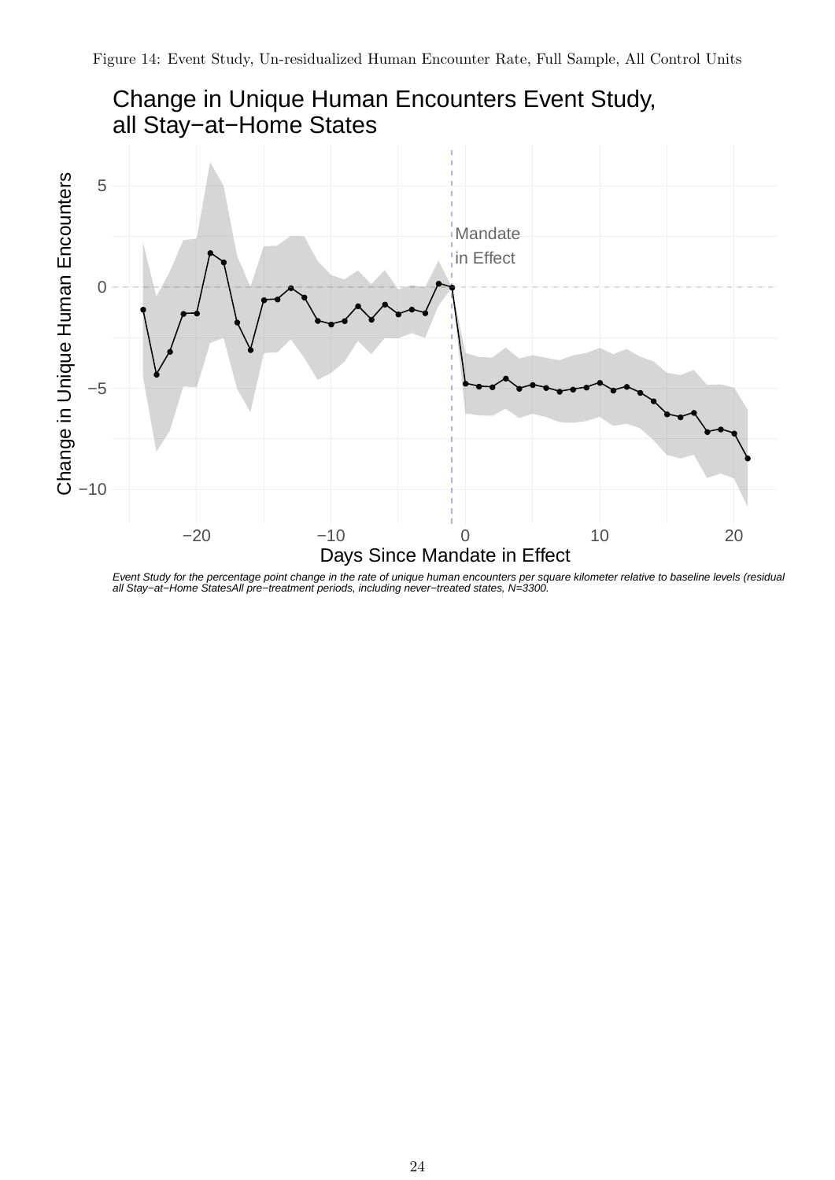Figure 14: Event Study, Un-residualized Human Encounter Rate, Full Sample, All Control Units

Change in Unique Human Encounters Event Study, all Stay−at−Home States

Mandate in Effect

Change in Unique Human Encounters

Days Since Mandate in Effect

*Event Study for the percentage point change in the rate of unique human encounters per square kilometer relative to baseline levels (residual all Stay−at−Home StatesAll pre−treatment periods, including never−treated states, N=3300.*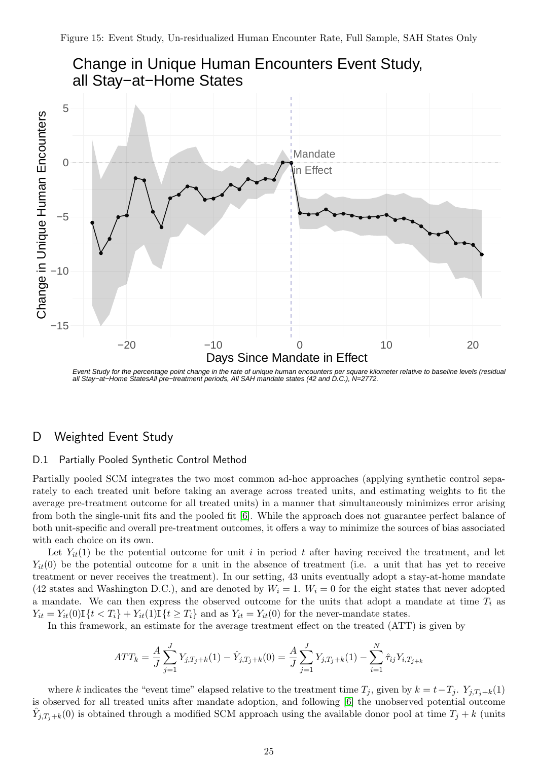Figure 15: Event Study, Un-residualized Human Encounter Rate, Full Sample, SAH States Only

*Event Study for the percentage point change in the rate of unique human encounters per square kilometer relative to baseline levels (residual all Stay−at−Home StatesAll pre−treatment periods, All SAH mandate states (42 and D.C.), N=2772.*

## D Weighted Event Study

### D.1 Partially Pooled Synthetic Control Method

Partially pooled SCM integrates the two most common ad-hoc approaches (applying synthetic control separately to each treated unit before taking an average across treated units, and estimating weights to fit the average pre-treatment outcome for all treated units) in a manner that simultaneously minimizes error arising from both the single-unit fits and the pooled fit [6]. While the approach does not guarantee perfect balance of both unit-specific and overall pre-treatment outcomes, it offers a way to minimize the sources of bias associated with each choice on its own.

Let $Y_{it}(1)$ be the potential outcome for unit $i$ in period $t$ after having received the treatment, and let $Y_{it}(0)$ be the potential outcome for a unit in the absence of treatment (i.e. a unit that has yet to receive treatment or never receives the treatment). In our setting, 43 units eventually adopt a stay-at-home mandate (42 states and Washington D.C.), and are denoted by $W_i = 1$. $W_i = 0$ for the eight states that never adopted a mandate. We can then express the observed outcome for the units that adopt a mandate at time $T_i$ as $Y_{it} = Y_{it}(0)\mathbb{I}\{t < T_i\} + Y_{it}(1)\mathbb{I}\{t \geq T_i\}$ and as $Y_{it} = Y_{it}(0)$ for the never-mandate states.

In this framework, an estimate for the average treatment effect on the treated (ATT) is given by

$$ATT_k = \frac{A}{J}\sum_{j=1}^{J} Y_{j,T_j+k}(1) - \hat{Y}_{j,T_j+k}(0) = \frac{A}{J}\sum_{j=1}^{J} Y_{j,T_j+k}(1) - \sum_{i=1}^{N} \hat{\tau}_{ij} Y_{i,T_{j+k}}$$

where $k$ indicates the "event time" elapsed relative to the treatment time $T_j$, given by $k = t - T_j$. $Y_{j,T_j+k}(1)$ is observed for all treated units after mandate adoption, and following [6] the unobserved potential outcome $\hat{Y}_{j,T_j+k}(0)$ is obtained through a modified SCM approach using the available donor pool at time $T_j + k$ (units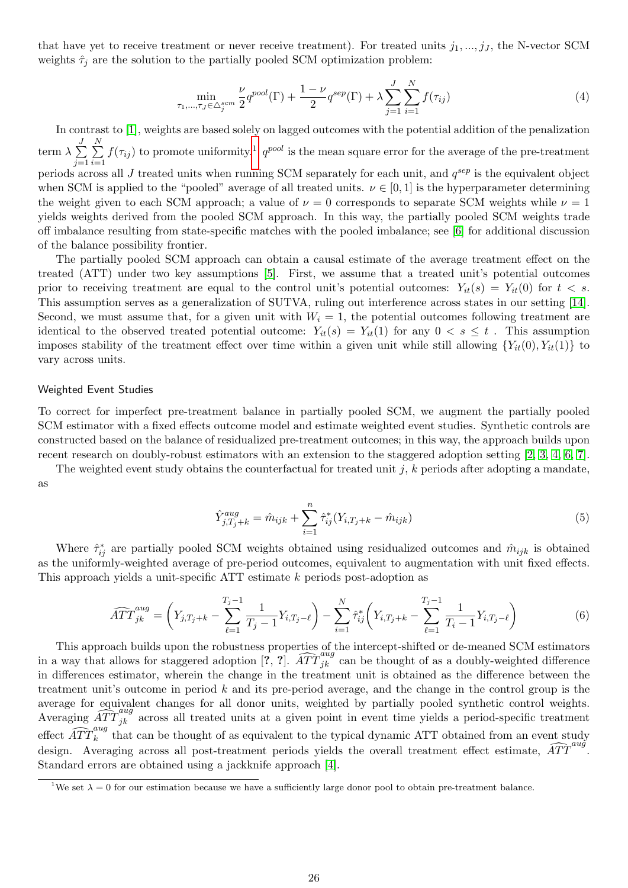that have yet to receive treatment or never receive treatment). For treated units $j_1, ..., j_J$, the N-vector SCM weights $\hat{\tau}_j$ are the solution to the partially pooled SCM optimization problem:

$$\min_{\tau_1,...,\tau_J \in \triangle_j^{scm}} \frac{\nu}{2} q^{pool}(\Gamma) + \frac{1-\nu}{2} q^{sep}(\Gamma) + \lambda \sum_{j=1}^{J} \sum_{i=1}^{N} f(\tau_{ij}) \tag{4}$$

In contrast to [1], weights are based solely on lagged outcomes with the potential addition of the penalization term $\lambda \sum_{j=1}^{J} \sum_{i=1}^{N} f(\tau_{ij})$ to promote uniformity.[1] $q^{pool}$ is the mean square error for the average of the pre-treatment periods across all $J$ treated units when running SCM separately for each unit, and $q^{sep}$ is the equivalent object when SCM is applied to the "pooled" average of all treated units. $\nu \in [0, 1]$ is the hyperparameter determining the weight given to each SCM approach; a value of $\nu = 0$ corresponds to separate SCM weights while $\nu = 1$ yields weights derived from the pooled SCM approach. In this way, the partially pooled SCM weights trade off imbalance resulting from state-specific matches with the pooled imbalance; see [6] for additional discussion of the balance possibility frontier.

The partially pooled SCM approach can obtain a causal estimate of the average treatment effect on the treated (ATT) under two key assumptions [5]. First, we assume that a treated unit's potential outcomes prior to receiving treatment are equal to the control unit's potential outcomes: $Y_{it}(s) = Y_{it}(0)$ for $t < s$. This assumption serves as a generalization of SUTVA, ruling out interference across states in our setting [14]. Second, we must assume that, for a given unit with $W_i = 1$, the potential outcomes following treatment are identical to the observed treated potential outcome: $Y_{it}(s) = Y_{it}(1)$ for any $0 < s \leq t$ . This assumption imposes stability of the treatment effect over time within a given unit while still allowing $\{Y_{it}(0), Y_{it}(1)\}$ to vary across units.

### Weighted Event Studies

To correct for imperfect pre-treatment balance in partially pooled SCM, we augment the partially pooled SCM estimator with a fixed effects outcome model and estimate weighted event studies. Synthetic controls are constructed based on the balance of residualized pre-treatment outcomes; in this way, the approach builds upon recent research on doubly-robust estimators with an extension to the staggered adoption setting [2, 3, 4, 6, 7].

The weighted event study obtains the counterfactual for treated unit $j$, $k$ periods after adopting a mandate, as

$$\hat{Y}^{aug}_{j,T_j+k} = \hat{m}_{ijk} + \sum_{i=1}^{n} \hat{\tau}^*_{ij}(Y_{i,T_j+k} - \hat{m}_{ijk}) \tag{5}$$

Where $\hat{\tau}^*_{ij}$ are partially pooled SCM weights obtained using residualized outcomes and $\hat{m}_{ijk}$ is obtained as the uniformly-weighted average of pre-period outcomes, equivalent to augmentation with unit fixed effects. This approach yields a unit-specific ATT estimate $k$ periods post-adoption as

$$\widehat{ATT}^{aug}_{jk} = \left( Y_{j,T_j+k} - \sum_{\ell=1}^{T_j-1} \frac{1}{T_j-1} Y_{i,T_j-\ell} \right) - \sum_{i=1}^{N} \hat{\tau}^*_{ij} \left( Y_{i,T_j+k} - \sum_{\ell=1}^{T_j-1} \frac{1}{T_i-1} Y_{i,T_j-\ell} \right) \tag{6}$$

This approach builds upon the robustness properties of the intercept-shifted or de-meaned SCM estimators in a way that allows for staggered adoption [?, ?]. $\widehat{ATT}^{aug}_{jk}$ can be thought of as a doubly-weighted difference in differences estimator, wherein the change in the treatment unit is obtained as the difference between the treatment unit's outcome in period $k$ and its pre-period average, and the change in the control group is the average for equivalent changes for all donor units, weighted by partially pooled synthetic control weights. Averaging $\widehat{ATT}^{aug}_{jk}$ across all treated units at a given point in event time yields a period-specific treatment effect $\widehat{ATT}^{aug}_{k}$ that can be thought of as equivalent to the typical dynamic ATT obtained from an event study design. Averaging across all post-treatment periods yields the overall treatment effect estimate, $\widehat{ATT}^{aug}$. Standard errors are obtained using a jackknife approach [4].

[1] We set $\lambda = 0$ for our estimation because we have a sufficiently large donor pool to obtain pre-treatment balance.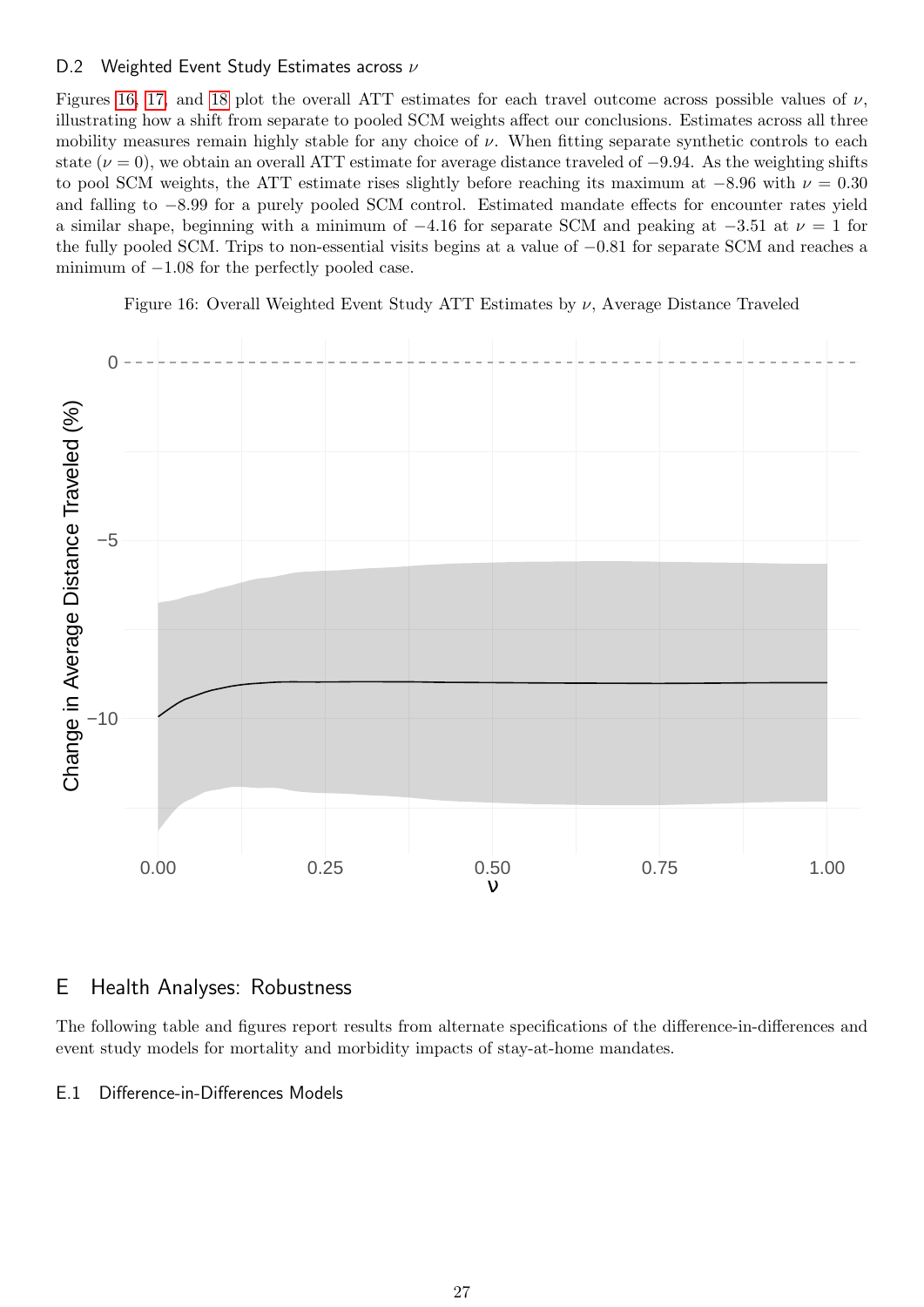### D.2 Weighted Event Study Estimates across $\nu$

Figures 16, 17, and 18 plot the overall ATT estimates for each travel outcome across possible values of $\nu$, illustrating how a shift from separate to pooled SCM weights affect our conclusions. Estimates across all three mobility measures remain highly stable for any choice of $\nu$. When fitting separate synthetic controls to each state ($\nu = 0$), we obtain an overall ATT estimate for average distance traveled of $-9.94$. As the weighting shifts to pool SCM weights, the ATT estimate rises slightly before reaching its maximum at $-8.96$ with $\nu = 0.30$ and falling to $-8.99$ for a purely pooled SCM control. Estimated mandate effects for encounter rates yield a similar shape, beginning with a minimum of $-4.16$ for separate SCM and peaking at $-3.51$ at $\nu = 1$ for the fully pooled SCM. Trips to non-essential visits begins at a value of $-0.81$ for separate SCM and reaches a minimum of $-1.08$ for the perfectly pooled case.

Figure 16: Overall Weighted Event Study ATT Estimates by $\nu$, Average Distance Traveled

## E Health Analyses: Robustness

The following table and figures report results from alternate specifications of the difference-in-differences and event study models for mortality and morbidity impacts of stay-at-home mandates.

### E.1 Difference-in-Differences Models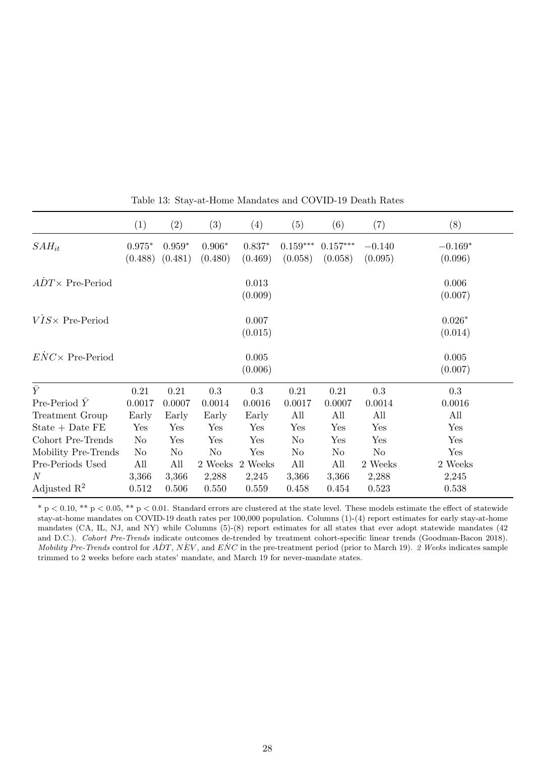Table 13: Stay-at-Home Mandates and COVID-19 Death Rates

| | (1) | (2) | (3) | (4) | (5) | (6) | (7) | (8) |
|---|---|---|---|---|---|---|---|---|
| $SAH_{it}$ | $0.975^{*}$ | $0.959^{*}$ | $0.906^{*}$ | $0.837^{*}$ | $0.159^{***}$ | $0.157^{***}$ | $-0.140$ | $-0.169^{*}$ |
| | (0.488) | (0.481) | (0.480) | (0.469) | (0.058) | (0.058) | (0.095) | (0.096) |
| $\dot{ADT} \times$ Pre-Period | | | | 0.013 | | | | 0.006 |
| | | | | (0.009) | | | | (0.007) |
| $\dot{VIS} \times$ Pre-Period | | | | 0.007 | | | | $0.026^{*}$ |
| | | | | (0.015) | | | | (0.014) |
| $\dot{ENC} \times$ Pre-Period | | | | 0.005 | | | | 0.005 |
| | | | | (0.006) | | | | (0.007) |
| $\bar{Y}$ | 0.21 | 0.21 | 0.3 | 0.3 | 0.21 | 0.21 | 0.3 | 0.3 |
| Pre-Period $\bar{Y}$ | 0.0017 | 0.0007 | 0.0014 | 0.0016 | 0.0017 | 0.0007 | 0.0014 | 0.0016 |
| Treatment Group | Early | Early | Early | Early | All | All | All | All |
| State + Date FE | Yes | Yes | Yes | Yes | Yes | Yes | Yes | Yes |
| Cohort Pre-Trends | No | Yes | Yes | Yes | No | Yes | Yes | Yes |
| Mobility Pre-Trends | No | No | No | Yes | No | No | No | Yes |
| Pre-Periods Used | All | All | 2 Weeks | 2 Weeks | All | All | 2 Weeks | 2 Weeks |
| $N$ | 3,366 | 3,366 | 2,288 | 2,245 | 3,366 | 3,366 | 2,288 | 2,245 |
| Adjusted $R^2$ | 0.512 | 0.506 | 0.550 | 0.559 | 0.458 | 0.454 | 0.523 | 0.538 |

\* $p < 0.10$, \*\* $p < 0.05$, \*\* $p < 0.01$. Standard errors are clustered at the state level. These models estimate the effect of statewide stay-at-home mandates on COVID-19 death rates per 100,000 population. Columns (1)-(4) report estimates for early stay-at-home mandates (CA, IL, NJ, and NY) while Columns (5)-(8) report estimates for all states that ever adopt statewide mandates (42 and D.C.). *Cohort Pre-Trends* indicate outcomes de-trended by treatment cohort-specific linear trends (Goodman-Bacon 2018). *Mobility Pre-Trends* control for $\dot{ADT}$, $\dot{NEV}$, and $\dot{ENC}$ in the pre-treatment period (prior to March 19). *2 Weeks* indicates sample trimmed to 2 weeks before each states' mandate, and March 19 for never-mandate states.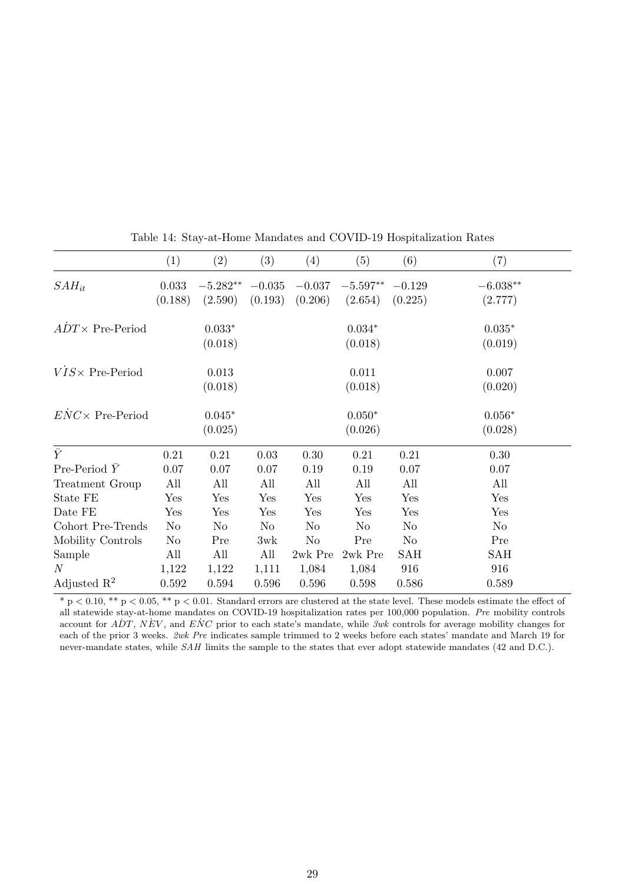Table 14: Stay-at-Home Mandates and COVID-19 Hospitalization Rates

| | (1) | (2) | (3) | (4) | (5) | (6) | (7) |
|---|---|---|---|---|---|---|---|
| $SAH_{it}$ | 0.033 | $-5.282^{**}$ | $-0.035$ | $-0.037$ | $-5.597^{**}$ | $-0.129$ | $-6.038^{**}$ |
| | (0.188) | (2.590) | (0.193) | (0.206) | (2.654) | (0.225) | (2.777) |
| $\dot{ADT} \times$ Pre-Period | | $0.033^{*}$ | | | $0.034^{*}$ | | $0.035^{*}$ |
| | | (0.018) | | | (0.018) | | (0.019) |
| $\dot{VIS} \times$ Pre-Period | | 0.013 | | | 0.011 | | 0.007 |
| | | (0.018) | | | (0.018) | | (0.020) |
| $\dot{ENC} \times$ Pre-Period | | $0.045^{*}$ | | | $0.050^{*}$ | | $0.056^{*}$ |
| | | (0.025) | | | (0.026) | | (0.028) |
| $\bar{Y}$ | 0.21 | 0.21 | 0.03 | 0.30 | 0.21 | 0.21 | 0.30 |
| Pre-Period $\bar{Y}$ | 0.07 | 0.07 | 0.07 | 0.19 | 0.19 | 0.07 | 0.07 |
| Treatment Group | All | All | All | All | All | All | All |
| State FE | Yes | Yes | Yes | Yes | Yes | Yes | Yes |
| Date FE | Yes | Yes | Yes | Yes | Yes | Yes | Yes |
| Cohort Pre-Trends | No | No | No | No | No | No | No |
| Mobility Controls | No | Pre | 3wk | No | Pre | No | Pre |
| Sample | All | All | All | 2wk Pre | 2wk Pre | SAH | SAH |
| $N$ | 1,122 | 1,122 | 1,111 | 1,084 | 1,084 | 916 | 916 |
| Adjusted $R^2$ | 0.592 | 0.594 | 0.596 | 0.596 | 0.598 | 0.586 | 0.589 |

\* $p < 0.10$, \*\* $p < 0.05$, \*\* $p < 0.01$. Standard errors are clustered at the state level. These models estimate the effect of all statewide stay-at-home mandates on COVID-19 hospitalization rates per 100,000 population. *Pre* mobility controls account for $\dot{ADT}$, $\dot{NEV}$, and $\dot{ENC}$ prior to each state's mandate, while *3wk* controls for average mobility changes for each of the prior 3 weeks. *2wk Pre* indicates sample trimmed to 2 weeks before each states' mandate and March 19 for never-mandate states, while *SAH* limits the sample to the states that ever adopt statewide mandates (42 and D.C.).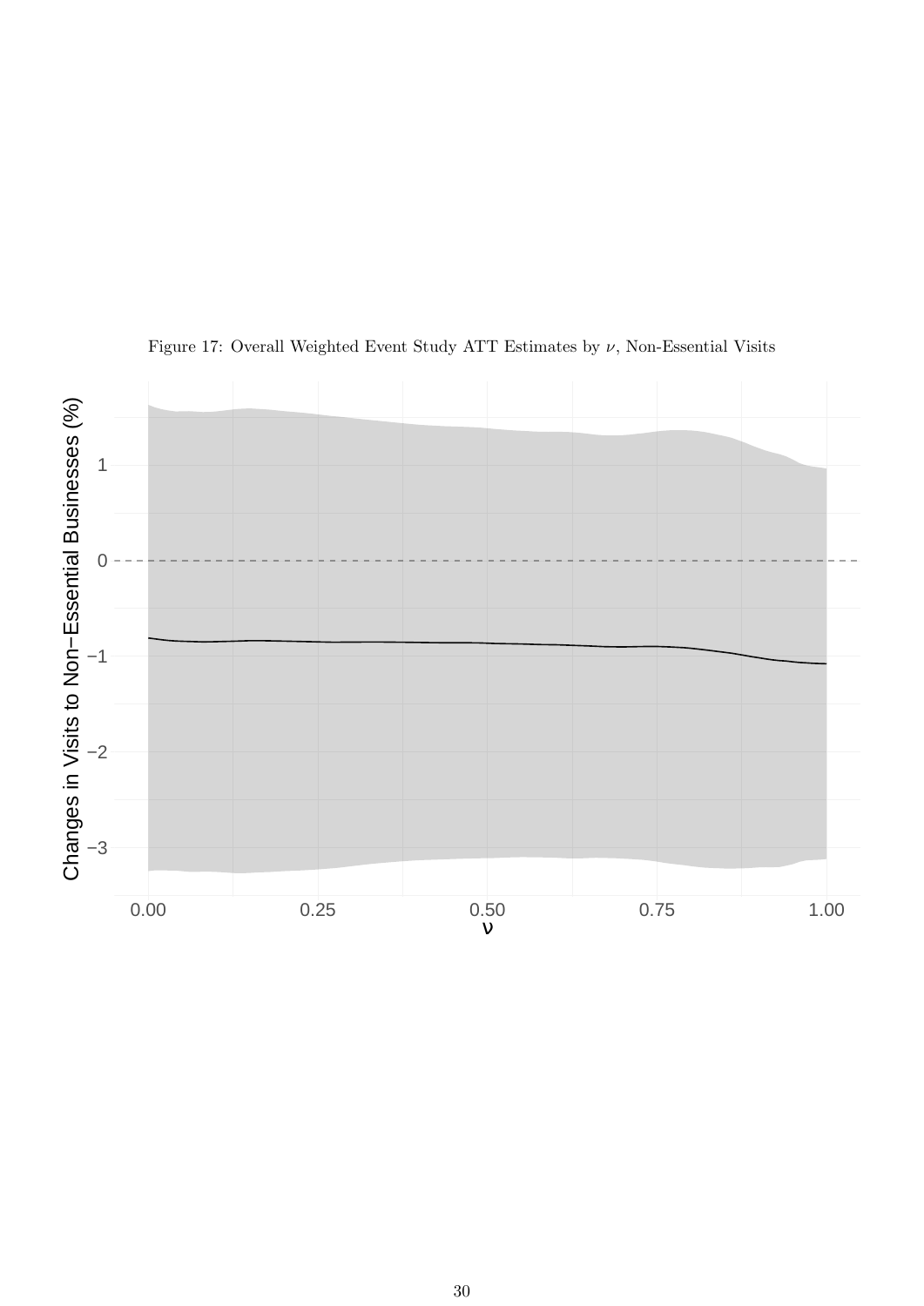Figure 17: Overall Weighted Event Study ATT Estimates by $\nu$, Non-Essential Visits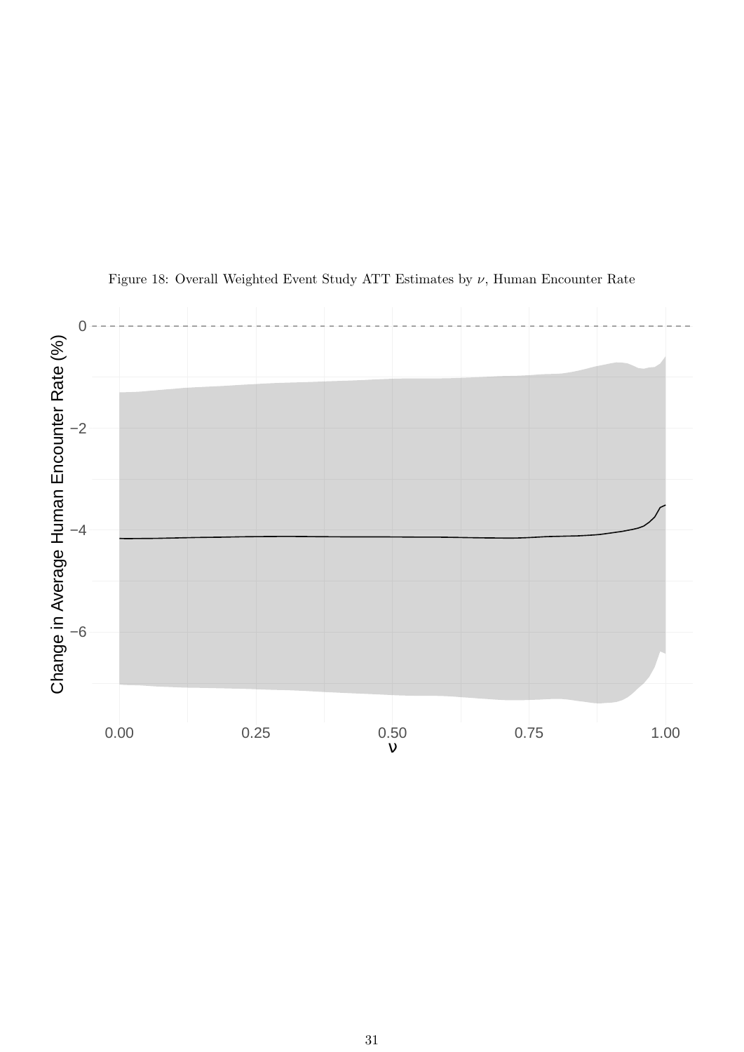Figure 18: Overall Weighted Event Study ATT Estimates by $\nu$, Human Encounter Rate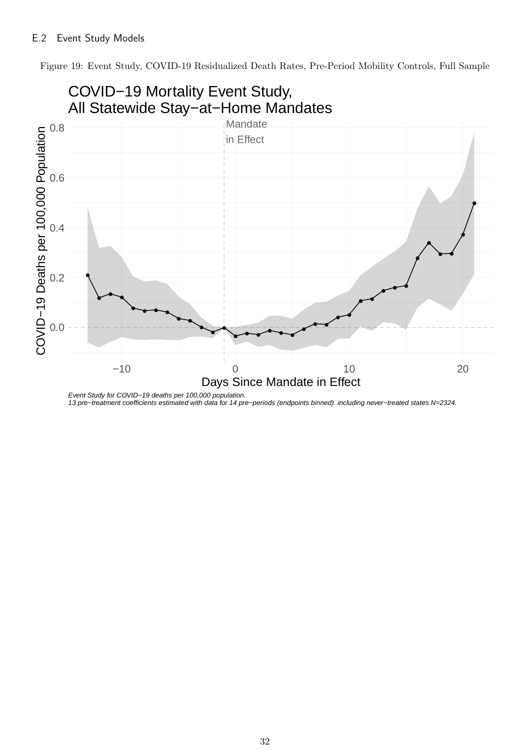### E.2 Event Study Models

Figure 19: Event Study, COVID-19 Residualized Death Rates, Pre-Period Mobility Controls, Full Sample

COVID−19 Mortality Event Study,
All Statewide Stay−at−Home Mandates

*Event Study for COVID−19 deaths per 100,000 population.*
*13 pre−treatment coefficients estimated with data for 14 pre−periods (endpoints binned). including never−treated states N=2324.*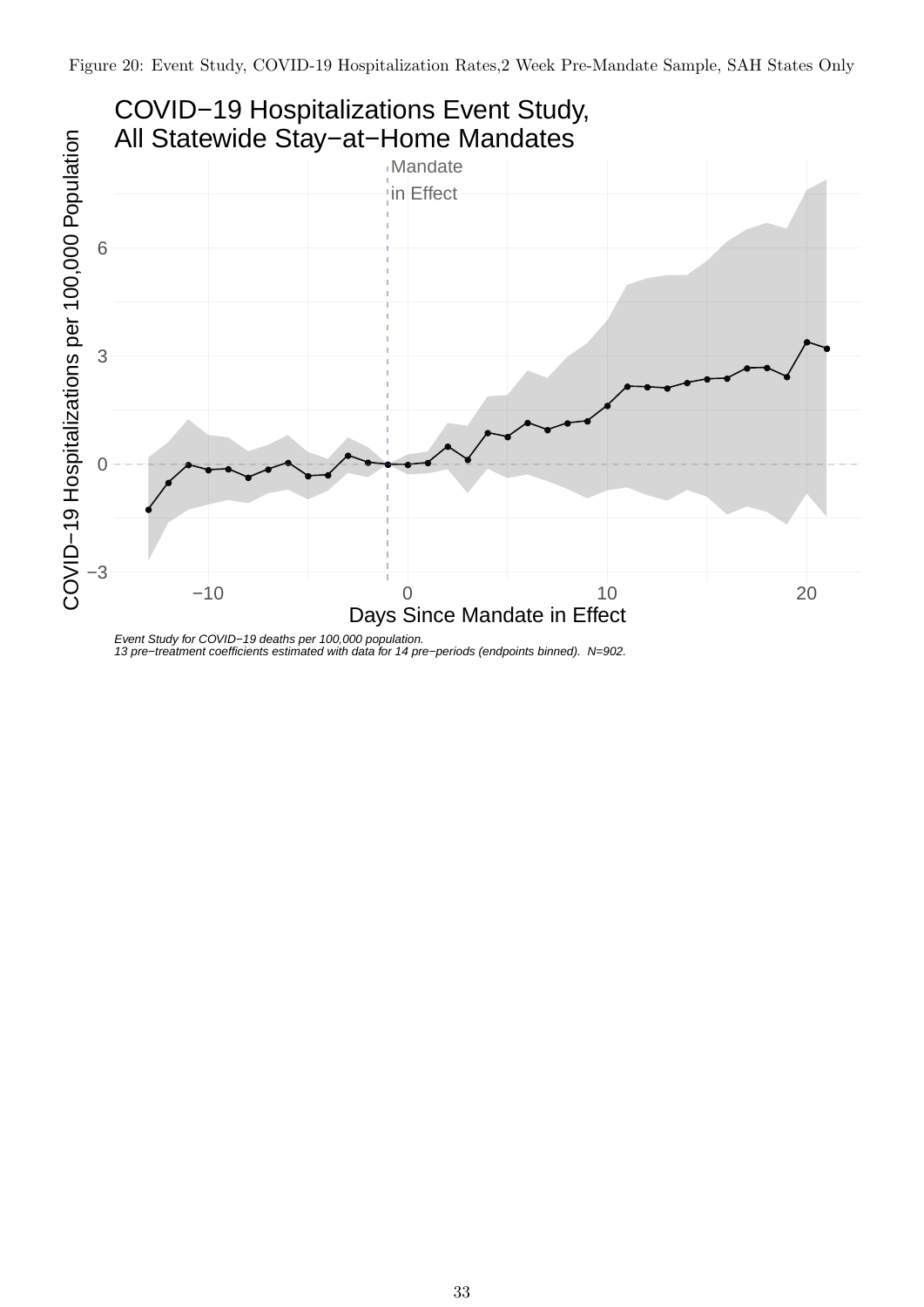Figure 20: Event Study, COVID-19 Hospitalization Rates,2 Week Pre-Mandate Sample, SAH States Only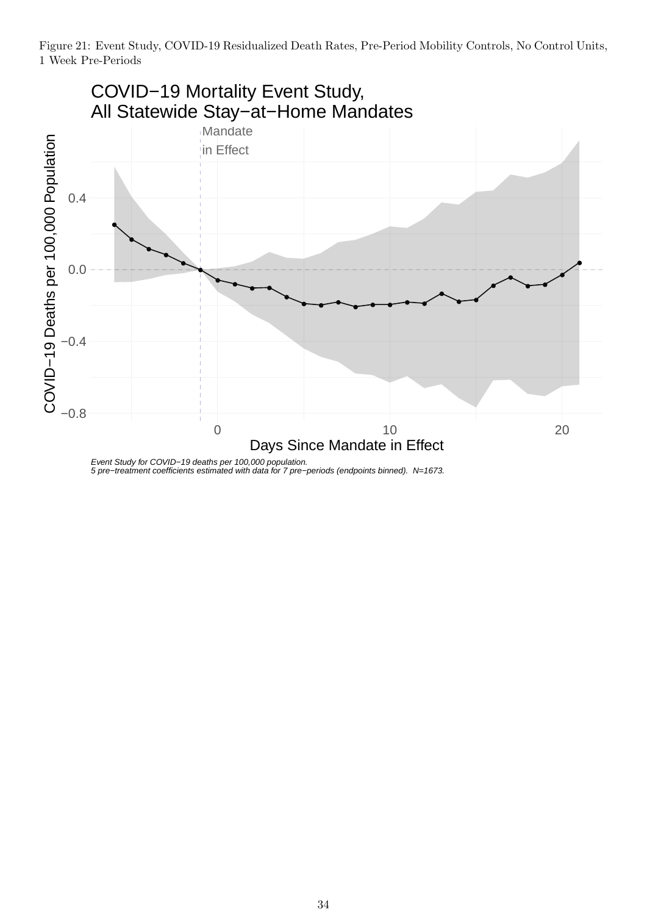Figure 21: Event Study, COVID-19 Residualized Death Rates, Pre-Period Mobility Controls, No Control Units, 1 Week Pre-Periods

COVID−19 Mortality Event Study, All Statewide Stay−at−Home Mandates

Event Study for COVID−19 deaths per 100,000 population.
5 pre−treatment coefficients estimated with data for 7 pre−periods (endpoints binned). N=1673.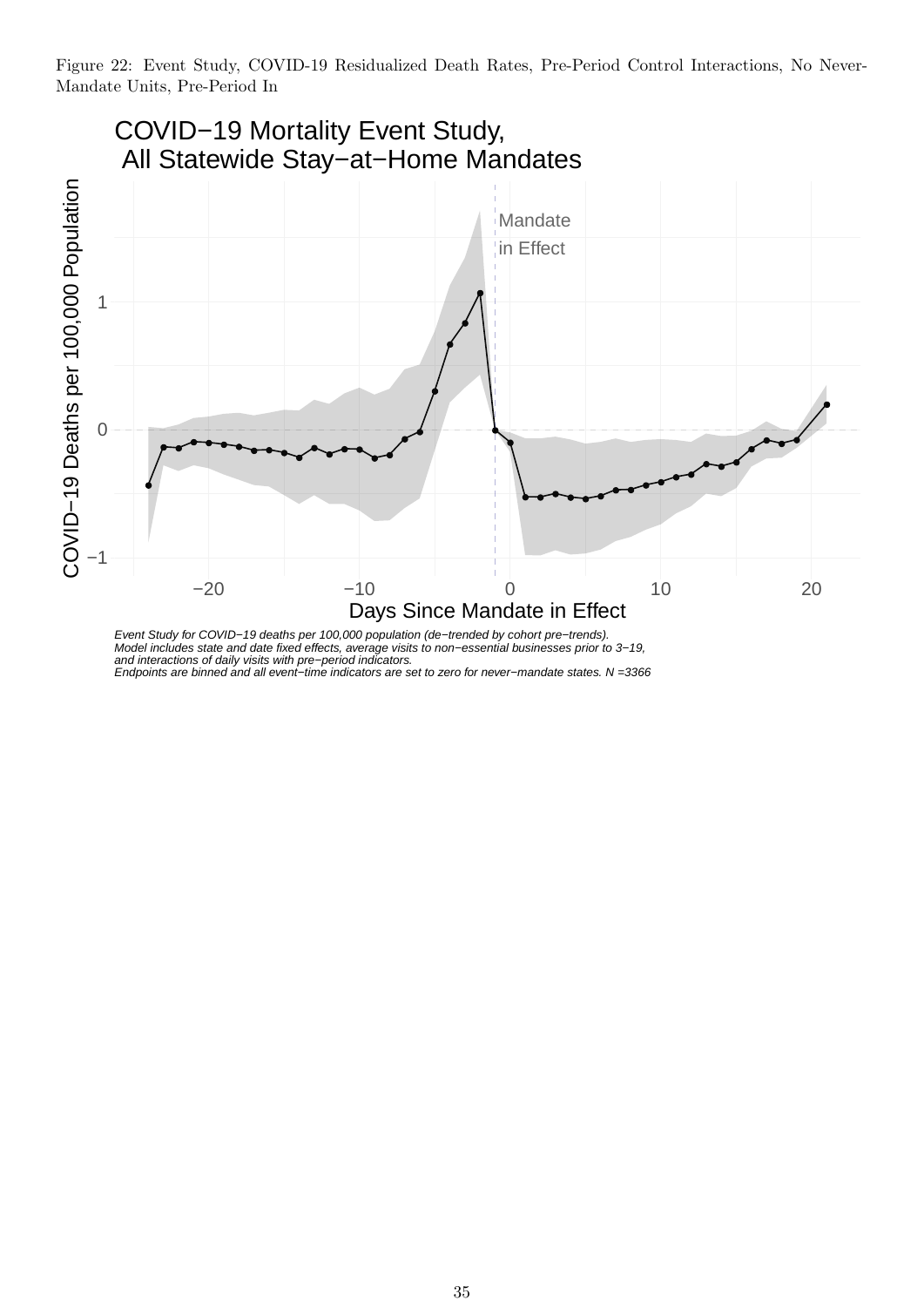Figure 22: Event Study, COVID-19 Residualized Death Rates, Pre-Period Control Interactions, No Never-Mandate Units, Pre-Period In

COVID−19 Mortality Event Study,
All Statewide Stay−at−Home Mandates

*Event Study for COVID−19 deaths per 100,000 population (de−trended by cohort pre−trends).*
*Model includes state and date fixed effects, average visits to non−essential businesses prior to 3−19,*
*and interactions of daily visits with pre−period indicators.*
*Endpoints are binned and all event−time indicators are set to zero for never−mandate states. N =3366*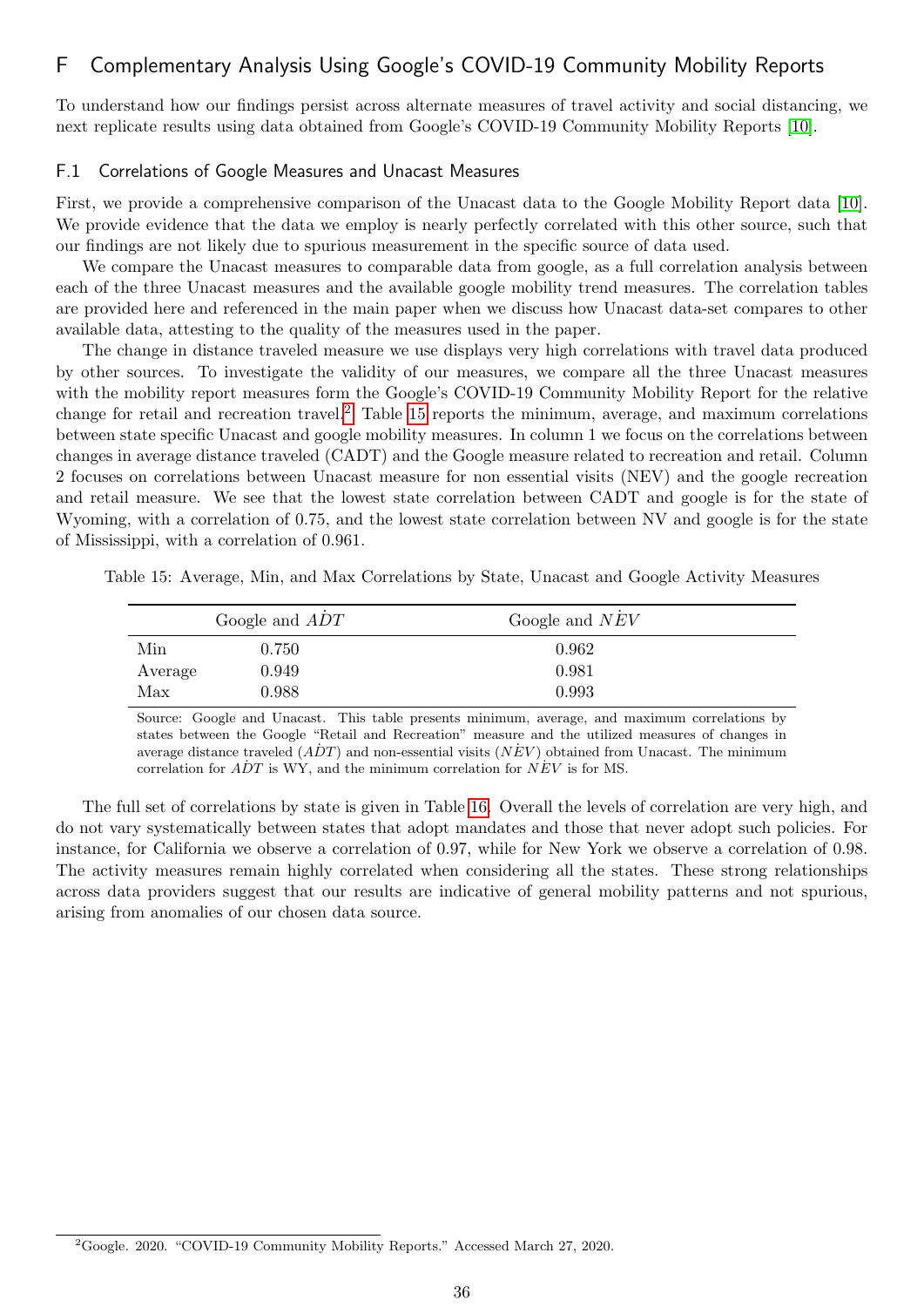## F Complementary Analysis Using Google's COVID-19 Community Mobility Reports

To understand how our findings persist across alternate measures of travel activity and social distancing, we next replicate results using data obtained from Google's COVID-19 Community Mobility Reports [10].

### F.1 Correlations of Google Measures and Unacast Measures

First, we provide a comprehensive comparison of the Unacast data to the Google Mobility Report data [10]. We provide evidence that the data we employ is nearly perfectly correlated with this other source, such that our findings are not likely due to spurious measurement in the specific source of data used.

We compare the Unacast measures to comparable data from google, as a full correlation analysis between each of the three Unacast measures and the available google mobility trend measures. The correlation tables are provided here and referenced in the main paper when we discuss how Unacast data-set compares to other available data, attesting to the quality of the measures used in the paper.

The change in distance traveled measure we use displays very high correlations with travel data produced by other sources. To investigate the validity of our measures, we compare all the three Unacast measures with the mobility report measures form the Google's COVID-19 Community Mobility Report for the relative change for retail and recreation travel.[2] Table 15 reports the minimum, average, and maximum correlations between state specific Unacast and google mobility measures. In column 1 we focus on the correlations between changes in average distance traveled (CADT) and the Google measure related to recreation and retail. Column 2 focuses on correlations between Unacast measure for non essential visits (NEV) and the google recreation and retail measure. We see that the lowest state correlation between CADT and google is for the state of Wyoming, with a correlation of 0.75, and the lowest state correlation between NV and google is for the state of Mississippi, with a correlation of 0.961.

Table 15: Average, Min, and Max Correlations by State, Unacast and Google Activity Measures

| | Google and $\dot{ADT}$ | Google and $\dot{NEV}$ |
|---|---|---|
| Min | 0.750 | 0.962 |
| Average | 0.949 | 0.981 |
| Max | 0.988 | 0.993 |

Source: Google and Unacast. This table presents minimum, average, and maximum correlations by states between the Google "Retail and Recreation" measure and the utilized measures of changes in average distance traveled ($\dot{ADT}$) and non-essential visits ($\dot{NEV}$) obtained from Unacast. The minimum correlation for $\dot{ADT}$ is WY, and the minimum correlation for $\dot{NEV}$ is for MS.

The full set of correlations by state is given in Table 16. Overall the levels of correlation are very high, and do not vary systematically between states that adopt mandates and those that never adopt such policies. For instance, for California we observe a correlation of 0.97, while for New York we observe a correlation of 0.98. The activity measures remain highly correlated when considering all the states. These strong relationships across data providers suggest that our results are indicative of general mobility patterns and not spurious, arising from anomalies of our chosen data source.

[2] Google. 2020. "COVID-19 Community Mobility Reports." Accessed March 27, 2020.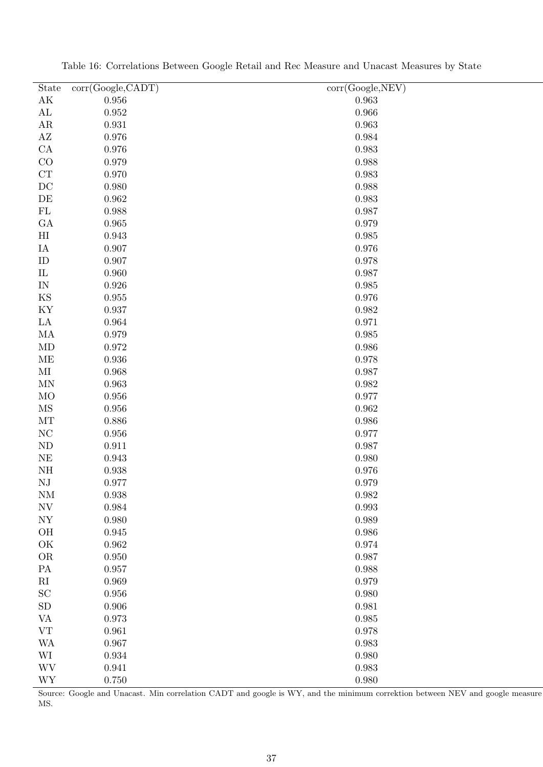Table 16: Correlations Between Google Retail and Rec Measure and Unacast Measures by State

| State | corr(Google,CADT) | corr(Google,NEV) |
|---|---|---|
| AK | 0.956 | 0.963 |
| AL | 0.952 | 0.966 |
| AR | 0.931 | 0.963 |
| AZ | 0.976 | 0.984 |
| CA | 0.976 | 0.983 |
| CO | 0.979 | 0.988 |
| CT | 0.970 | 0.983 |
| DC | 0.980 | 0.988 |
| DE | 0.962 | 0.983 |
| FL | 0.988 | 0.987 |
| GA | 0.965 | 0.979 |
| HI | 0.943 | 0.985 |
| IA | 0.907 | 0.976 |
| ID | 0.907 | 0.978 |
| IL | 0.960 | 0.987 |
| IN | 0.926 | 0.985 |
| KS | 0.955 | 0.976 |
| KY | 0.937 | 0.982 |
| LA | 0.964 | 0.971 |
| MA | 0.979 | 0.985 |
| MD | 0.972 | 0.986 |
| ME | 0.936 | 0.978 |
| MI | 0.968 | 0.987 |
| MN | 0.963 | 0.982 |
| MO | 0.956 | 0.977 |
| MS | 0.956 | 0.962 |
| MT | 0.886 | 0.986 |
| NC | 0.956 | 0.977 |
| ND | 0.911 | 0.987 |
| NE | 0.943 | 0.980 |
| NH | 0.938 | 0.976 |
| NJ | 0.977 | 0.979 |
| NM | 0.938 | 0.982 |
| NV | 0.984 | 0.993 |
| NY | 0.980 | 0.989 |
| OH | 0.945 | 0.986 |
| OK | 0.962 | 0.974 |
| OR | 0.950 | 0.987 |
| PA | 0.957 | 0.988 |
| RI | 0.969 | 0.979 |
| SC | 0.956 | 0.980 |
| SD | 0.906 | 0.981 |
| VA | 0.973 | 0.985 |
| VT | 0.961 | 0.978 |
| WA | 0.967 | 0.983 |
| WI | 0.934 | 0.980 |
| WV | 0.941 | 0.983 |
| WY | 0.750 | 0.980 |

Source: Google and Unacast. Min correlation CADT and google is WY, and the minimum correktion between NEV and google measure MS.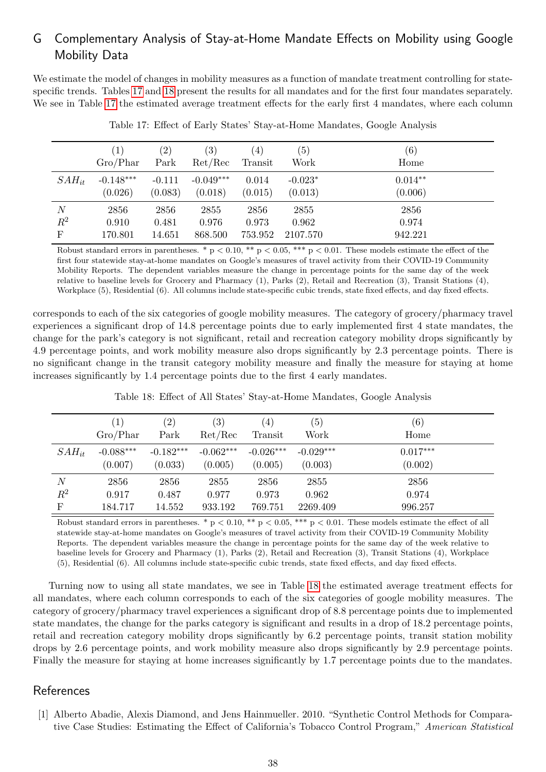## G Complementary Analysis of Stay-at-Home Mandate Effects on Mobility using Google Mobility Data

We estimate the model of changes in mobility measures as a function of mandate treatment controlling for state-specific trends. Tables 17 and 18 present the results for all mandates and for the first four mandates separately. We see in Table 17 the estimated average treatment effects for the early first 4 mandates, where each column corresponds to each of the six categories of google mobility measures. The category of grocery/pharmacy travel experiences a significant drop of 14.8 percentage points due to early implemented first 4 state mandates, the change for the park's category is not significant, retail and recreation category mobility drops significantly by 4.9 percentage points, and work mobility measure also drops significantly by 2.3 percentage points. There is no significant change in the transit category mobility measure and finally the measure for staying at home increases significantly by 1.4 percentage points due to the first 4 early mandates.

Table 17: Effect of Early States' Stay-at-Home Mandates, Google Analysis

| | (1) Gro/Phar | (2) Park | (3) Ret/Rec | (4) Transit | (5) Work | (6) Home |
|---|---|---|---|---|---|---|
| $SAH_{it}$ | -0.148*** | -0.111 | -0.049*** | 0.014 | -0.023* | 0.014** |
| | (0.026) | (0.083) | (0.018) | (0.015) | (0.013) | (0.006) |
| $N$ | 2856 | 2856 | 2855 | 2856 | 2855 | 2856 |
| $R^2$ | 0.910 | 0.481 | 0.976 | 0.973 | 0.962 | 0.974 |
| F | 170.801 | 14.651 | 868.500 | 753.952 | 2107.570 | 942.221 |

Robust standard errors in parentheses. * $p < 0.10$, ** $p < 0.05$, *** $p < 0.01$. These models estimate the effect of the first four statewide stay-at-home mandates on Google's measures of travel activity from their COVID-19 Community Mobility Reports. The dependent variables measure the change in percentage points for the same day of the week relative to baseline levels for Grocery and Pharmacy (1), Parks (2), Retail and Recreation (3), Transit Stations (4), Workplace (5), Residential (6). All columns include state-specific cubic trends, state fixed effects, and day fixed effects.

Table 18: Effect of All States' Stay-at-Home Mandates, Google Analysis

| | (1) Gro/Phar | (2) Park | (3) Ret/Rec | (4) Transit | (5) Work | (6) Home |
|---|---|---|---|---|---|---|
| $SAH_{it}$ | -0.088*** | -0.182*** | -0.062*** | -0.026*** | -0.029*** | 0.017*** |
| | (0.007) | (0.033) | (0.005) | (0.005) | (0.003) | (0.002) |
| $N$ | 2856 | 2856 | 2855 | 2856 | 2855 | 2856 |
| $R^2$ | 0.917 | 0.487 | 0.977 | 0.973 | 0.962 | 0.974 |
| F | 184.717 | 14.552 | 933.192 | 769.751 | 2269.409 | 996.257 |

Robust standard errors in parentheses. * $p < 0.10$, ** $p < 0.05$, *** $p < 0.01$. These models estimate the effect of all statewide stay-at-home mandates on Google's measures of travel activity from their COVID-19 Community Mobility Reports. The dependent variables measure the change in percentage points for the same day of the week relative to baseline levels for Grocery and Pharmacy (1), Parks (2), Retail and Recreation (3), Transit Stations (4), Workplace (5), Residential (6). All columns include state-specific cubic trends, state fixed effects, and day fixed effects.

Turning now to using all state mandates, we see in Table 18 the estimated average treatment effects for all mandates, where each column corresponds to each of the six categories of google mobility measures. The category of grocery/pharmacy travel experiences a significant drop of 8.8 percentage points due to implemented state mandates, the change for the parks category is significant and results in a drop of 18.2 percentage points, retail and recreation category mobility drops significantly by 6.2 percentage points, transit station mobility drops by 2.6 percentage points, and work mobility measure also drops significantly by 2.9 percentage points. Finally the measure for staying at home increases significantly by 1.7 percentage points due to the mandates.

## References

[1] Alberto Abadie, Alexis Diamond, and Jens Hainmueller. 2010. "Synthetic Control Methods for Comparative Case Studies: Estimating the Effect of California's Tobacco Control Program," *American Statistical*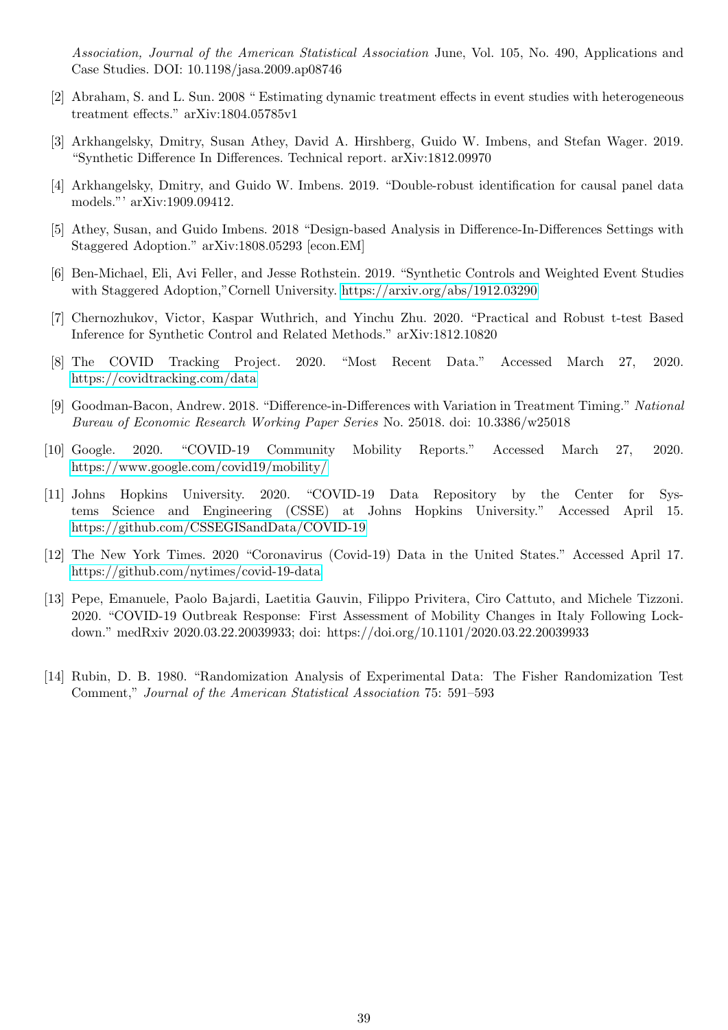*Association, Journal of the American Statistical Association* June, Vol. 105, No. 490, Applications and Case Studies. DOI: 10.1198/jasa.2009.ap08746

[2] Abraham, S. and L. Sun. 2008 " Estimating dynamic treatment effects in event studies with heterogeneous treatment effects." arXiv:1804.05785v1

[3] Arkhangelsky, Dmitry, Susan Athey, David A. Hirshberg, Guido W. Imbens, and Stefan Wager. 2019. "Synthetic Difference In Differences. Technical report. arXiv:1812.09970

[4] Arkhangelsky, Dmitry, and Guido W. Imbens. 2019. "Double-robust identification for causal panel data models."' arXiv:1909.09412.

[5] Athey, Susan, and Guido Imbens. 2018 "Design-based Analysis in Difference-In-Differences Settings with Staggered Adoption." arXiv:1808.05293 [econ.EM]

[6] Ben-Michael, Eli, Avi Feller, and Jesse Rothstein. 2019. "Synthetic Controls and Weighted Event Studies with Staggered Adoption,"Cornell University. https://arxiv.org/abs/1912.03290

[7] Chernozhukov, Victor, Kaspar Wuthrich, and Yinchu Zhu. 2020. "Practical and Robust t-test Based Inference for Synthetic Control and Related Methods." arXiv:1812.10820

[8] The COVID Tracking Project. 2020. "Most Recent Data." Accessed March 27, 2020. https://covidtracking.com/data

[9] Goodman-Bacon, Andrew. 2018. "Difference-in-Differences with Variation in Treatment Timing." *National Bureau of Economic Research Working Paper Series* No. 25018. doi: 10.3386/w25018

[10] Google. 2020. "COVID-19 Community Mobility Reports." Accessed March 27, 2020. https://www.google.com/covid19/mobility/

[11] Johns Hopkins University. 2020. "COVID-19 Data Repository by the Center for Systems Science and Engineering (CSSE) at Johns Hopkins University." Accessed April 15. https://github.com/CSSEGISandData/COVID-19

[12] The New York Times. 2020 "Coronavirus (Covid-19) Data in the United States." Accessed April 17. https://github.com/nytimes/covid-19-data

[13] Pepe, Emanuele, Paolo Bajardi, Laetitia Gauvin, Filippo Privitera, Ciro Cattuto, and Michele Tizzoni. 2020. "COVID-19 Outbreak Response: First Assessment of Mobility Changes in Italy Following Lockdown." medRxiv 2020.03.22.20039933; doi: https://doi.org/10.1101/2020.03.22.20039933

[14] Rubin, D. B. 1980. "Randomization Analysis of Experimental Data: The Fisher Randomization Test Comment," *Journal of the American Statistical Association* 75: 591–593